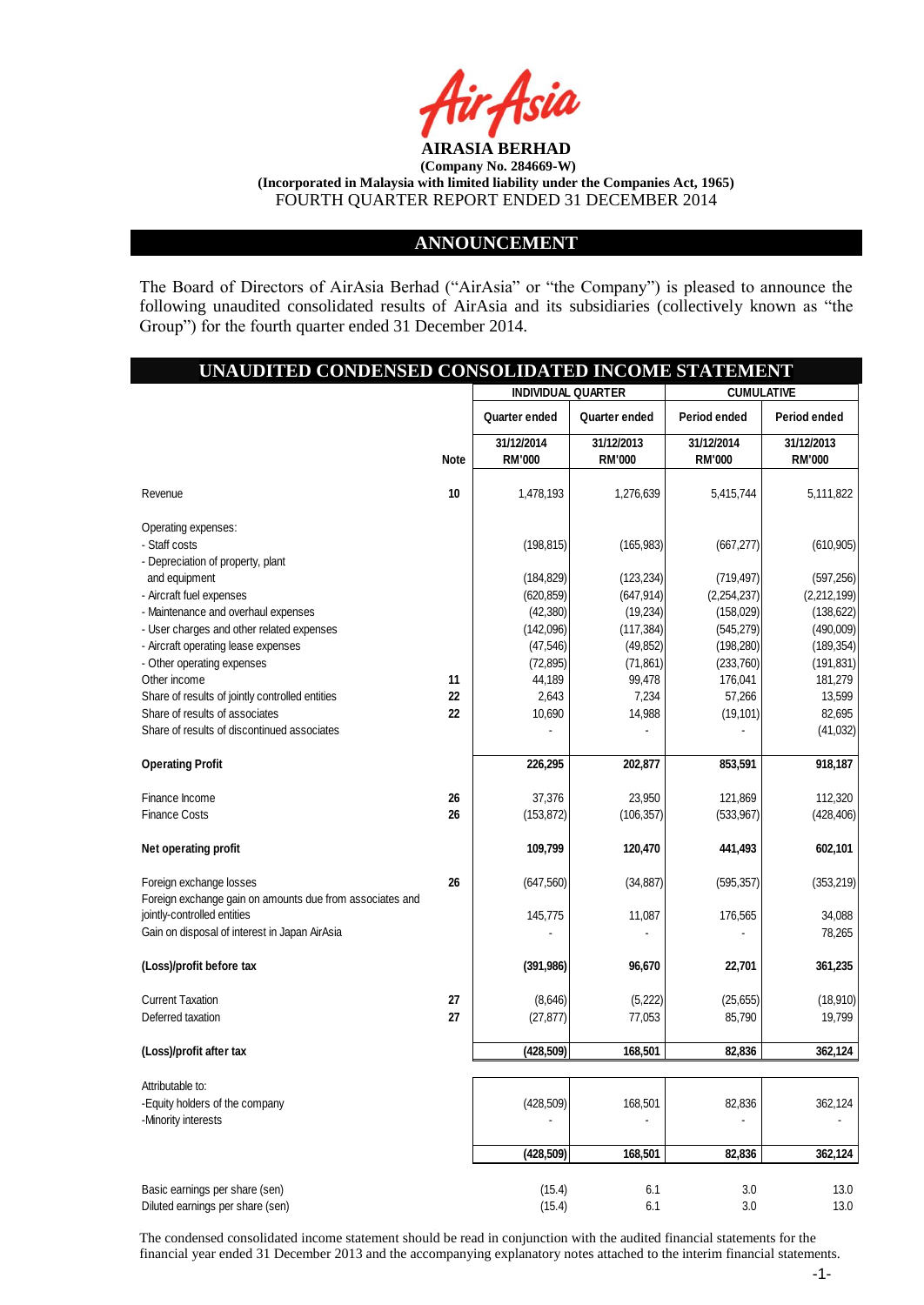**AIRASIA BERHAD**
**(Company No. 284669-W)**
**(Incorporated in Malaysia with limited liability under the Companies Act, 1965)**
FOURTH QUARTER REPORT ENDED 31 DECEMBER 2014

## ANNOUNCEMENT

The Board of Directors of AirAsia Berhad ("AirAsia" or "the Company") is pleased to announce the following unaudited consolidated results of AirAsia and its subsidiaries (collectively known as "the Group") for the fourth quarter ended 31 December 2014.

## UNAUDITED CONDENSED CONSOLIDATED INCOME STATEMENT

| | | INDIVIDUAL QUARTER | | CUMULATIVE | |
|---|---|---|---|---|---|
| | | Quarter ended | Quarter ended | Period ended | Period ended |
| | Note | 31/12/2014 RM'000 | 31/12/2013 RM'000 | 31/12/2014 RM'000 | 31/12/2013 RM'000 |
| Revenue | 10 | 1,478,193 | 1,276,639 | 5,415,744 | 5,111,822 |
| Operating expenses: | | | | | |
| - Staff costs | | (198,815) | (165,983) | (667,277) | (610,905) |
| - Depreciation of property, plant and equipment | | (184,829) | (123,234) | (719,497) | (597,256) |
| - Aircraft fuel expenses | | (620,859) | (647,914) | (2,254,237) | (2,212,199) |
| - Maintenance and overhaul expenses | | (42,380) | (19,234) | (158,029) | (138,622) |
| - User charges and other related expenses | | (142,096) | (117,384) | (545,279) | (490,009) |
| - Aircraft operating lease expenses | | (47,546) | (49,852) | (198,280) | (189,354) |
| - Other operating expenses | | (72,895) | (71,861) | (233,760) | (191,831) |
| Other income | 11 | 44,189 | 99,478 | 176,041 | 181,279 |
| Share of results of jointly controlled entities | 22 | 2,643 | 7,234 | 57,266 | 13,599 |
| Share of results of associates | 22 | 10,690 | 14,988 | (19,101) | 82,695 |
| Share of results of discontinued associates | | - | - | - | (41,032) |
| **Operating Profit** | | **226,295** | **202,877** | **853,591** | **918,187** |
| Finance Income | 26 | 37,376 | 23,950 | 121,869 | 112,320 |
| Finance Costs | 26 | (153,872) | (106,357) | (533,967) | (428,406) |
| **Net operating profit** | | **109,799** | **120,470** | **441,493** | **602,101** |
| Foreign exchange losses | 26 | (647,560) | (34,887) | (595,357) | (353,219) |
| Foreign exchange gain on amounts due from associates and jointly-controlled entities | | 145,775 | 11,087 | 176,565 | 34,088 |
| Gain on disposal of interest in Japan AirAsia | | - | - | - | 78,265 |
| **(Loss)/profit before tax** | | **(391,986)** | **96,670** | **22,701** | **361,235** |
| Current Taxation | 27 | (8,646) | (5,222) | (25,655) | (18,910) |
| Deferred taxation | 27 | (27,877) | 77,053 | 85,790 | 19,799 |
| **(Loss)/profit after tax** | | **(428,509)** | **168,501** | **82,836** | **362,124** |
| Attributable to: | | | | | |
| -Equity holders of the company | | (428,509) | 168,501 | 82,836 | 362,124 |
| -Minority interests | | - | - | - | - |
| | | **(428,509)** | **168,501** | **82,836** | **362,124** |
| Basic earnings per share (sen) | | (15.4) | 6.1 | 3.0 | 13.0 |
| Diluted earnings per share (sen) | | (15.4) | 6.1 | 3.0 | 13.0 |

The condensed consolidated income statement should be read in conjunction with the audited financial statements for the financial year ended 31 December 2013 and the accompanying explanatory notes attached to the interim financial statements.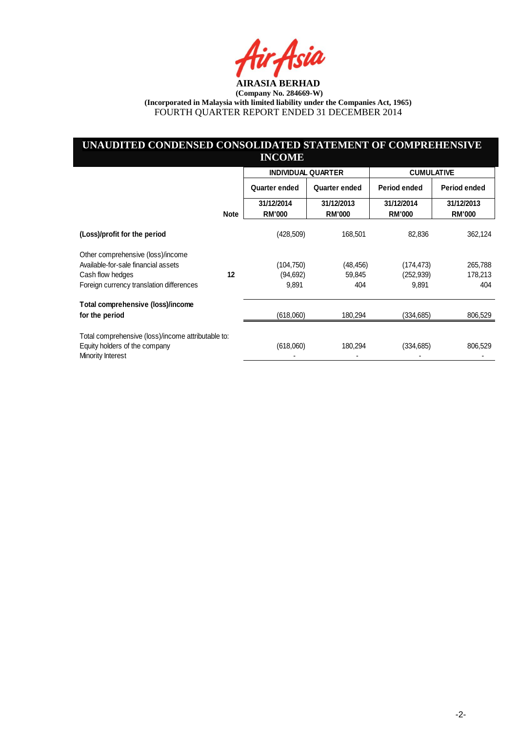**AIRASIA BERHAD**

**(Company No. 284669-W)**

**(Incorporated in Malaysia with limited liability under the Companies Act, 1965)**

FOURTH QUARTER REPORT ENDED 31 DECEMBER 2014

## UNAUDITED CONDENSED CONSOLIDATED STATEMENT OF COMPREHENSIVE INCOME

| | | INDIVIDUAL QUARTER | | CUMULATIVE | |
|---|---|---|---|---|---|
| | | Quarter ended | Quarter ended | Period ended | Period ended |
| | Note | 31/12/2014 RM'000 | 31/12/2013 RM'000 | 31/12/2014 RM'000 | 31/12/2013 RM'000 |
| **(Loss)/profit for the period** | | (428,509) | 168,501 | 82,836 | 362,124 |
| Other comprehensive (loss)/income | | | | | |
| Available-for-sale financial assets | | (104,750) | (48,456) | (174,473) | 265,788 |
| Cash flow hedges | 12 | (94,692) | 59,845 | (252,939) | 178,213 |
| Foreign currency translation differences | | 9,891 | 404 | 9,891 | 404 |
| **Total comprehensive (loss)/income for the period** | | (618,060) | 180,294 | (334,685) | 806,529 |
| Total comprehensive (loss)/income attributable to: | | | | | |
| Equity holders of the company | | (618,060) | 180,294 | (334,685) | 806,529 |
| Minority Interest | | - | - | - | - |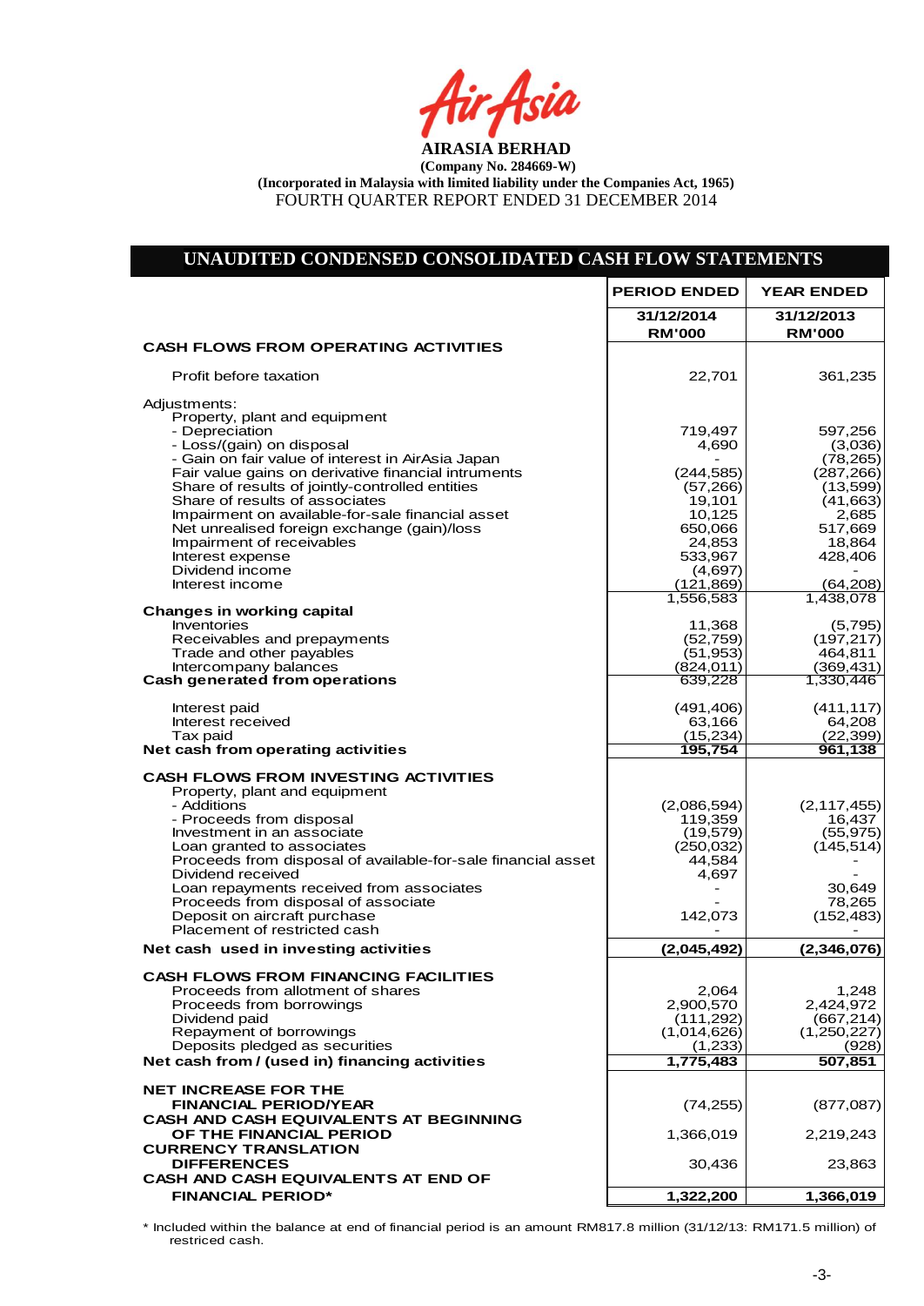**AIRASIA BERHAD**

**(Company No. 284669-W)**

**(Incorporated in Malaysia with limited liability under the Companies Act, 1965)**

FOURTH QUARTER REPORT ENDED 31 DECEMBER 2014

## UNAUDITED CONDENSED CONSOLIDATED CASH FLOW STATEMENTS

| | PERIOD ENDED | YEAR ENDED |
|---|---|---|
| | 31/12/2014 RM'000 | 31/12/2013 RM'000 |
| **CASH FLOWS FROM OPERATING ACTIVITIES** | | |
| Profit before taxation | 22,701 | 361,235 |
| Adjustments: | | |
| Property, plant and equipment | | |
| - Depreciation | 719,497 | 597,256 |
| - Loss/(gain) on disposal | 4,690 | (3,036) |
| - Gain on fair value of interest in AirAsia Japan | - | (78,265) |
| Fair value gains on derivative financial intruments | (244,585) | (287,266) |
| Share of results of jointly-controlled entities | (57,266) | (13,599) |
| Share of results of associates | 19,101 | (41,663) |
| Impairment on available-for-sale financial asset | 10,125 | 2,685 |
| Net unrealised foreign exchange (gain)/loss | 650,066 | 517,669 |
| Impairment of receivables | 24,853 | 18,864 |
| Interest expense | 533,967 | 428,406 |
| Dividend income | (4,697) | - |
| Interest income | (121,869) | (64,208) |
| | 1,556,583 | 1,438,078 |
| **Changes in working capital** | | |
| Inventories | 11,368 | (5,795) |
| Receivables and prepayments | (52,759) | (197,217) |
| Trade and other payables | (51,953) | 464,811 |
| Intercompany balances | (824,011) | (369,431) |
| **Cash generated from operations** | 639,228 | 1,330,446 |
| Interest paid | (491,406) | (411,117) |
| Interest received | 63,166 | 64,208 |
| Tax paid | (15,234) | (22,399) |
| **Net cash from operating activities** | **195,754** | **961,138** |
| **CASH FLOWS FROM INVESTING ACTIVITIES** | | |
| Property, plant and equipment | | |
| - Additions | (2,086,594) | (2,117,455) |
| - Proceeds from disposal | 119,359 | 16,437 |
| Investment in an associate | (19,579) | (55,975) |
| Loan granted to associates | (250,032) | (145,514) |
| Proceeds from disposal of available-for-sale financial asset | 44,584 | - |
| Dividend received | 4,697 | - |
| Loan repayments received from associates | - | 30,649 |
| Proceeds from disposal of associate | - | 78,265 |
| Deposit on aircraft purchase | 142,073 | (152,483) |
| Placement of restricted cash | - | - |
| **Net cash used in investing activities** | **(2,045,492)** | **(2,346,076)** |
| **CASH FLOWS FROM FINANCING FACILITIES** | | |
| Proceeds from allotment of shares | 2,064 | 1,248 |
| Proceeds from borrowings | 2,900,570 | 2,424,972 |
| Dividend paid | (111,292) | (667,214) |
| Repayment of borrowings | (1,014,626) | (1,250,227) |
| Deposits pledged as securities | (1,233) | (928) |
| **Net cash from / (used in) financing activities** | **1,775,483** | **507,851** |
| **NET INCREASE FOR THE FINANCIAL PERIOD/YEAR** | (74,255) | (877,087) |
| **CASH AND CASH EQUIVALENTS AT BEGINNING OF THE FINANCIAL PERIOD** | 1,366,019 | 2,219,243 |
| **CURRENCY TRANSLATION DIFFERENCES** | 30,436 | 23,863 |
| **CASH AND CASH EQUIVALENTS AT END OF FINANCIAL PERIOD*** | **1,322,200** | **1,366,019** |

* Included within the balance at end of financial period is an amount RM817.8 million (31/12/13: RM171.5 million) of restriced cash.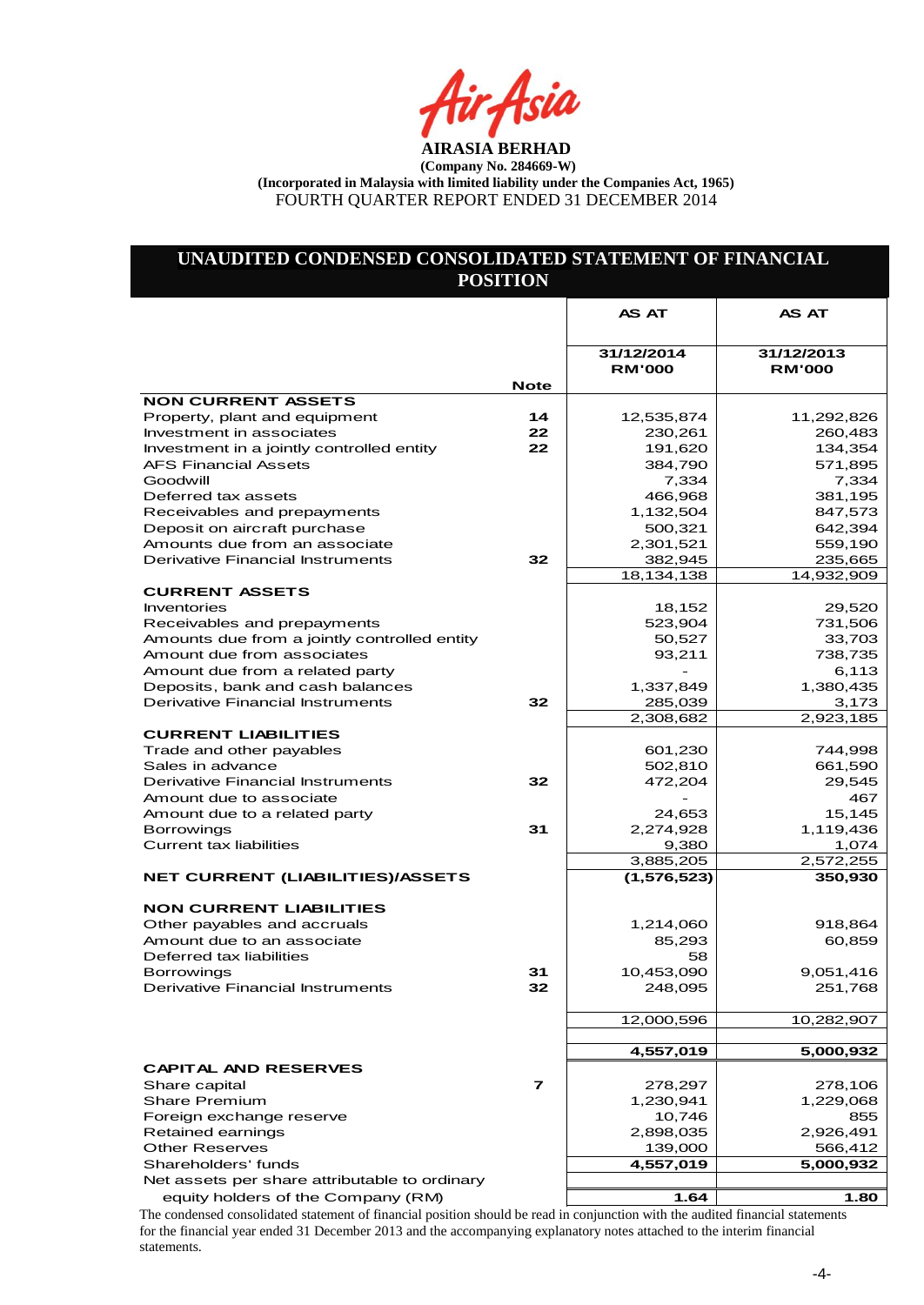**AIRASIA BERHAD**

**(Company No. 284669-W)**

**(Incorporated in Malaysia with limited liability under the Companies Act, 1965)**

FOURTH QUARTER REPORT ENDED 31 DECEMBER 2014

## UNAUDITED CONDENSED CONSOLIDATED STATEMENT OF FINANCIAL POSITION

| | Note | AS AT 31/12/2014 RM'000 | AS AT 31/12/2013 RM'000 |
|---|---|---|---|
| **NON CURRENT ASSETS** | | | |
| Property, plant and equipment | 14 | 12,535,874 | 11,292,826 |
| Investment in associates | 22 | 230,261 | 260,483 |
| Investment in a jointly controlled entity | 22 | 191,620 | 134,354 |
| AFS Financial Assets | | 384,790 | 571,895 |
| Goodwill | | 7,334 | 7,334 |
| Deferred tax assets | | 466,968 | 381,195 |
| Receivables and prepayments | | 1,132,504 | 847,573 |
| Deposit on aircraft purchase | | 500,321 | 642,394 |
| Amounts due from an associate | | 2,301,521 | 559,190 |
| Derivative Financial Instruments | 32 | 382,945 | 235,665 |
| | | 18,134,138 | 14,932,909 |
| **CURRENT ASSETS** | | | |
| Inventories | | 18,152 | 29,520 |
| Receivables and prepayments | | 523,904 | 731,506 |
| Amounts due from a jointly controlled entity | | 50,527 | 33,703 |
| Amount due from associates | | 93,211 | 738,735 |
| Amount due from a related party | | - | 6,113 |
| Deposits, bank and cash balances | | 1,337,849 | 1,380,435 |
| Derivative Financial Instruments | 32 | 285,039 | 3,173 |
| | | 2,308,682 | 2,923,185 |
| **CURRENT LIABILITIES** | | | |
| Trade and other payables | | 601,230 | 744,998 |
| Sales in advance | | 502,810 | 661,590 |
| Derivative Financial Instruments | 32 | 472,204 | 29,545 |
| Amount due to associate | | - | 467 |
| Amount due to a related party | | 24,653 | 15,145 |
| Borrowings | 31 | 2,274,928 | 1,119,436 |
| Current tax liabilities | | 9,380 | 1,074 |
| | | 3,885,205 | 2,572,255 |
| **NET CURRENT (LIABILITIES)/ASSETS** | | **(1,576,523)** | **350,930** |
| **NON CURRENT LIABILITIES** | | | |
| Other payables and accruals | | 1,214,060 | 918,864 |
| Amount due to an associate | | 85,293 | 60,859 |
| Deferred tax liabilities | | 58 | |
| Borrowings | 31 | 10,453,090 | 9,051,416 |
| Derivative Financial Instruments | 32 | 248,095 | 251,768 |
| | | 12,000,596 | 10,282,907 |
| | | **4,557,019** | **5,000,932** |
| **CAPITAL AND RESERVES** | | | |
| Share capital | 7 | 278,297 | 278,106 |
| Share Premium | | 1,230,941 | 1,229,068 |
| Foreign exchange reserve | | 10,746 | 855 |
| Retained earnings | | 2,898,035 | 2,926,491 |
| Other Reserves | | 139,000 | 566,412 |
| Shareholders' funds | | **4,557,019** | **5,000,932** |
| Net assets per share attributable to ordinary equity holders of the Company (RM) | | **1.64** | **1.80** |

The condensed consolidated statement of financial position should be read in conjunction with the audited financial statements for the financial year ended 31 December 2013 and the accompanying explanatory notes attached to the interim financial statements.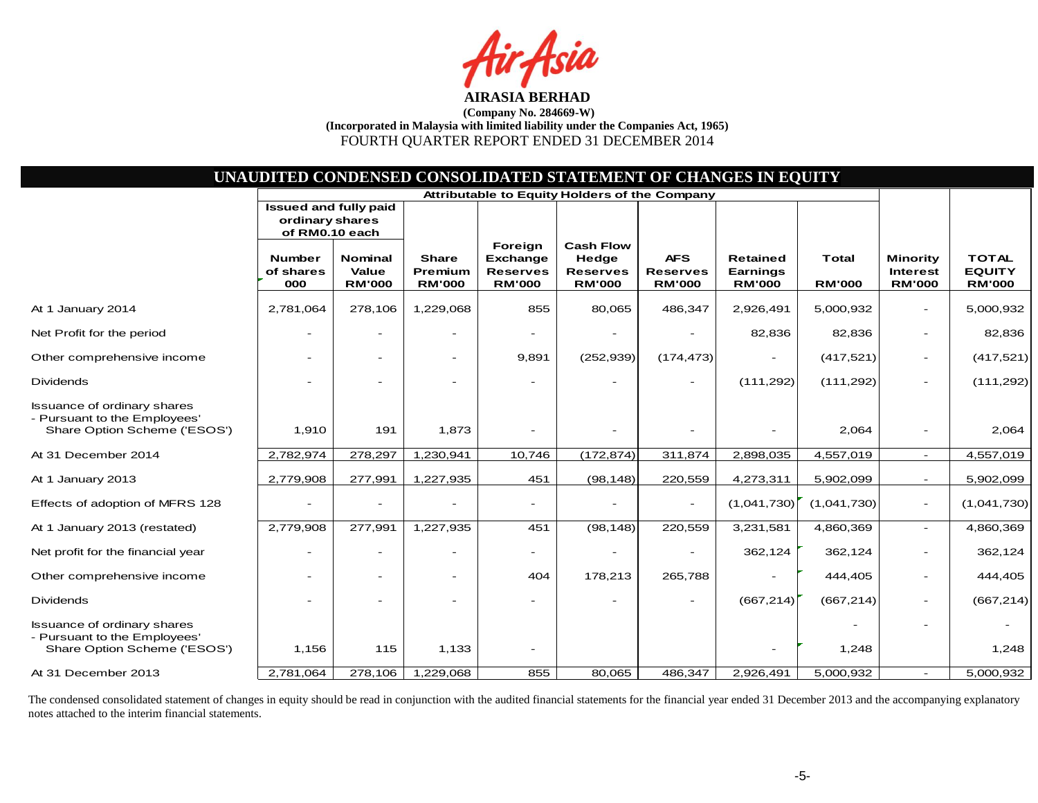**AIRASIA BERHAD**

**(Company No. 284669-W)**

**(Incorporated in Malaysia with limited liability under the Companies Act, 1965)**

FOURTH QUARTER REPORT ENDED 31 DECEMBER 2014

## UNAUDITED CONDENSED CONSOLIDATED STATEMENT OF CHANGES IN EQUITY

| | Attributable to Equity Holders of the Company | | | | | | | | | |
|---|---|---|---|---|---|---|---|---|---|---|
| | Issued and fully paid ordinary shares of RM0.10 each | | | | | | | | | |
| | Number of shares 000 | Nominal Value RM'000 | Share Premium RM'000 | Foreign Exchange Reserves RM'000 | Cash Flow Hedge Reserves RM'000 | AFS Reserves RM'000 | Retained Earnings RM'000 | Total RM'000 | Minority Interest RM'000 | TOTAL EQUITY RM'000 |
| At 1 January 2014 | 2,781,064 | 278,106 | 1,229,068 | 855 | 80,065 | 486,347 | 2,926,491 | 5,000,932 | - | 5,000,932 |
| Net Profit for the period | - | - | - | - | - | - | 82,836 | 82,836 | - | 82,836 |
| Other comprehensive income | - | - | - | 9,891 | (252,939) | (174,473) | - | (417,521) | - | (417,521) |
| Dividends | - | - | - | - | - | - | (111,292) | (111,292) | - | (111,292) |
| Issuance of ordinary shares - Pursuant to the Employees' Share Option Scheme ('ESOS') | 1,910 | 191 | 1,873 | - | - | - | - | 2,064 | - | 2,064 |
| At 31 December 2014 | 2,782,974 | 278,297 | 1,230,941 | 10,746 | (172,874) | 311,874 | 2,898,035 | 4,557,019 | - | 4,557,019 |
| At 1 January 2013 | 2,779,908 | 277,991 | 1,227,935 | 451 | (98,148) | 220,559 | 4,273,311 | 5,902,099 | - | 5,902,099 |
| Effects of adoption of MFRS 128 | - | - | - | - | - | - | (1,041,730) | (1,041,730) | - | (1,041,730) |
| At 1 January 2013 (restated) | 2,779,908 | 277,991 | 1,227,935 | 451 | (98,148) | 220,559 | 3,231,581 | 4,860,369 | - | 4,860,369 |
| Net profit for the financial year | - | - | - | - | - | - | 362,124 | 362,124 | - | 362,124 |
| Other comprehensive income | - | - | - | 404 | 178,213 | 265,788 | - | 444,405 | - | 444,405 |
| Dividends | - | - | - | - | - | - | (667,214) | (667,214) | - | (667,214) |
| Issuance of ordinary shares - Pursuant to the Employees' Share Option Scheme ('ESOS') | 1,156 | 115 | 1,133 | - | | | - | 1,248 | - | 1,248 |
| At 31 December 2013 | 2,781,064 | 278,106 | 1,229,068 | 855 | 80,065 | 486,347 | 2,926,491 | 5,000,932 | - | 5,000,932 |

The condensed consolidated statement of changes in equity should be read in conjunction with the audited financial statements for the financial year ended 31 December 2013 and the accompanying explanatory notes attached to the interim financial statements.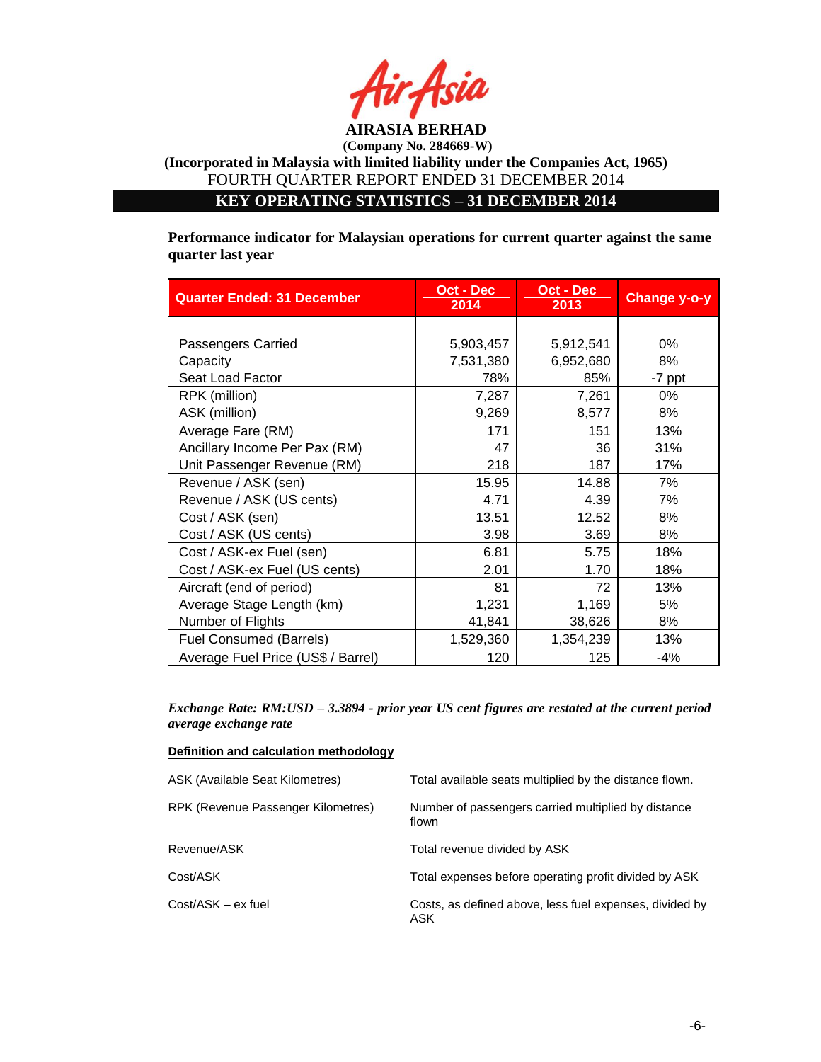**AIRASIA BERHAD**

**(Company No. 284669-W)**

**(Incorporated in Malaysia with limited liability under the Companies Act, 1965)**

FOURTH QUARTER REPORT ENDED 31 DECEMBER 2014

## KEY OPERATING STATISTICS – 31 DECEMBER 2014

**Performance indicator for Malaysian operations for current quarter against the same quarter last year**

| Quarter Ended: 31 December | Oct - Dec 2014 | Oct - Dec 2013 | Change y-o-y |
|---|---|---|---|
| Passengers Carried | 5,903,457 | 5,912,541 | 0% |
| Capacity | 7,531,380 | 6,952,680 | 8% |
| Seat Load Factor | 78% | 85% | -7 ppt |
| RPK (million) | 7,287 | 7,261 | 0% |
| ASK (million) | 9,269 | 8,577 | 8% |
| Average Fare (RM) | 171 | 151 | 13% |
| Ancillary Income Per Pax (RM) | 47 | 36 | 31% |
| Unit Passenger Revenue (RM) | 218 | 187 | 17% |
| Revenue / ASK (sen) | 15.95 | 14.88 | 7% |
| Revenue / ASK (US cents) | 4.71 | 4.39 | 7% |
| Cost / ASK (sen) | 13.51 | 12.52 | 8% |
| Cost / ASK (US cents) | 3.98 | 3.69 | 8% |
| Cost / ASK-ex Fuel (sen) | 6.81 | 5.75 | 18% |
| Cost / ASK-ex Fuel (US cents) | 2.01 | 1.70 | 18% |
| Aircraft (end of period) | 81 | 72 | 13% |
| Average Stage Length (km) | 1,231 | 1,169 | 5% |
| Number of Flights | 41,841 | 38,626 | 8% |
| Fuel Consumed (Barrels) | 1,529,360 | 1,354,239 | 13% |
| Average Fuel Price (US$ / Barrel) | 120 | 125 | -4% |

***Exchange Rate: RM:USD – 3.3894 - prior year US cent figures are restated at the current period average exchange rate***

**Definition and calculation methodology**

| | |
|---|---|
| ASK (Available Seat Kilometres) | Total available seats multiplied by the distance flown. |
| RPK (Revenue Passenger Kilometres) | Number of passengers carried multiplied by distance flown |
| Revenue/ASK | Total revenue divided by ASK |
| Cost/ASK | Total expenses before operating profit divided by ASK |
| Cost/ASK – ex fuel | Costs, as defined above, less fuel expenses, divided by ASK |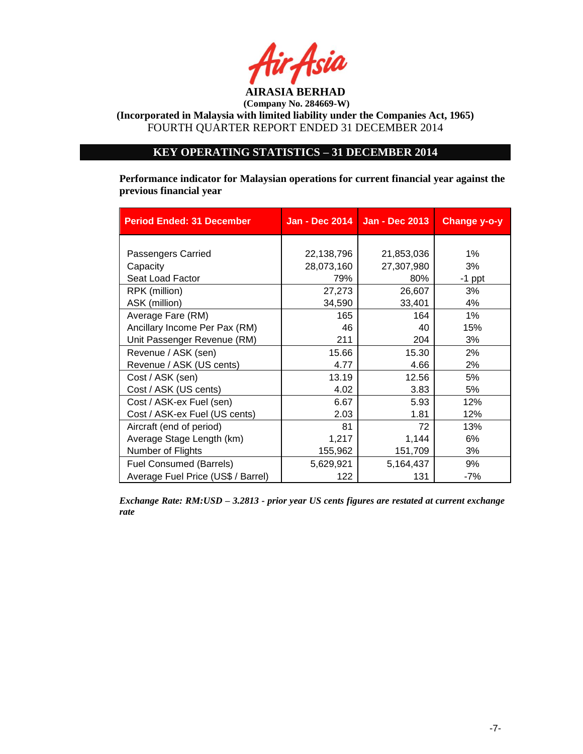**AIRASIA BERHAD**
**(Company No. 284669-W)**
**(Incorporated in Malaysia with limited liability under the Companies Act, 1965)**
FOURTH QUARTER REPORT ENDED 31 DECEMBER 2014

## KEY OPERATING STATISTICS – 31 DECEMBER 2014

**Performance indicator for Malaysian operations for current financial year against the previous financial year**

| Period Ended: 31 December | Jan - Dec 2014 | Jan - Dec 2013 | Change y-o-y |
|---|---|---|---|
| Passengers Carried | 22,138,796 | 21,853,036 | 1% |
| Capacity | 28,073,160 | 27,307,980 | 3% |
| Seat Load Factor | 79% | 80% | -1 ppt |
| RPK (million) | 27,273 | 26,607 | 3% |
| ASK (million) | 34,590 | 33,401 | 4% |
| Average Fare (RM) | 165 | 164 | 1% |
| Ancillary Income Per Pax (RM) | 46 | 40 | 15% |
| Unit Passenger Revenue (RM) | 211 | 204 | 3% |
| Revenue / ASK (sen) | 15.66 | 15.30 | 2% |
| Revenue / ASK (US cents) | 4.77 | 4.66 | 2% |
| Cost / ASK (sen) | 13.19 | 12.56 | 5% |
| Cost / ASK (US cents) | 4.02 | 3.83 | 5% |
| Cost / ASK-ex Fuel (sen) | 6.67 | 5.93 | 12% |
| Cost / ASK-ex Fuel (US cents) | 2.03 | 1.81 | 12% |
| Aircraft (end of period) | 81 | 72 | 13% |
| Average Stage Length (km) | 1,217 | 1,144 | 6% |
| Number of Flights | 155,962 | 151,709 | 3% |
| Fuel Consumed (Barrels) | 5,629,921 | 5,164,437 | 9% |
| Average Fuel Price (US$ / Barrel) | 122 | 131 | -7% |

***Exchange Rate: RM:USD – 3.2813 - prior year US cents figures are restated at current exchange rate***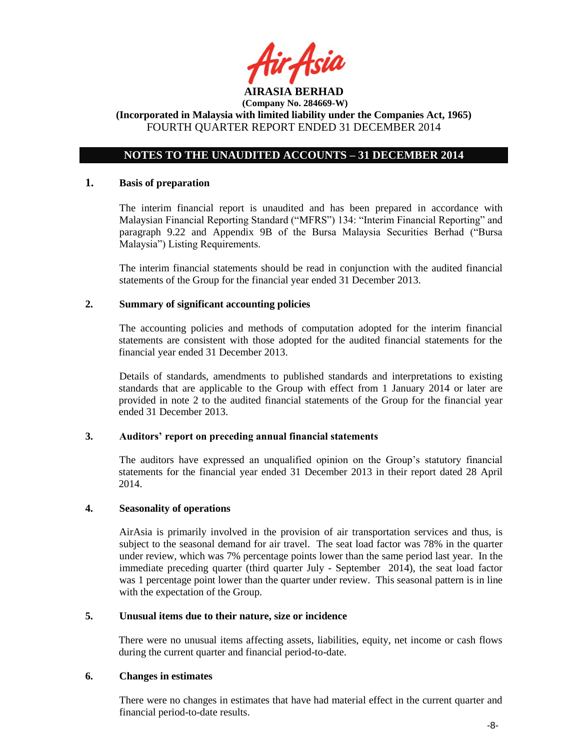**AIRASIA BERHAD**

**(Company No. 284669-W)**

**(Incorporated in Malaysia with limited liability under the Companies Act, 1965)**

FOURTH QUARTER REPORT ENDED 31 DECEMBER 2014

## NOTES TO THE UNAUDITED ACCOUNTS – 31 DECEMBER 2014

### 1. Basis of preparation

The interim financial report is unaudited and has been prepared in accordance with Malaysian Financial Reporting Standard ("MFRS") 134: "Interim Financial Reporting" and paragraph 9.22 and Appendix 9B of the Bursa Malaysia Securities Berhad ("Bursa Malaysia") Listing Requirements.

The interim financial statements should be read in conjunction with the audited financial statements of the Group for the financial year ended 31 December 2013.

### 2. Summary of significant accounting policies

The accounting policies and methods of computation adopted for the interim financial statements are consistent with those adopted for the audited financial statements for the financial year ended 31 December 2013.

Details of standards, amendments to published standards and interpretations to existing standards that are applicable to the Group with effect from 1 January 2014 or later are provided in note 2 to the audited financial statements of the Group for the financial year ended 31 December 2013.

### 3. Auditors' report on preceding annual financial statements

The auditors have expressed an unqualified opinion on the Group's statutory financial statements for the financial year ended 31 December 2013 in their report dated 28 April 2014.

### 4. Seasonality of operations

AirAsia is primarily involved in the provision of air transportation services and thus, is subject to the seasonal demand for air travel. The seat load factor was 78% in the quarter under review, which was 7% percentage points lower than the same period last year. In the immediate preceding quarter (third quarter July - September 2014), the seat load factor was 1 percentage point lower than the quarter under review. This seasonal pattern is in line with the expectation of the Group.

### 5. Unusual items due to their nature, size or incidence

There were no unusual items affecting assets, liabilities, equity, net income or cash flows during the current quarter and financial period-to-date.

### 6. Changes in estimates

There were no changes in estimates that have had material effect in the current quarter and financial period-to-date results.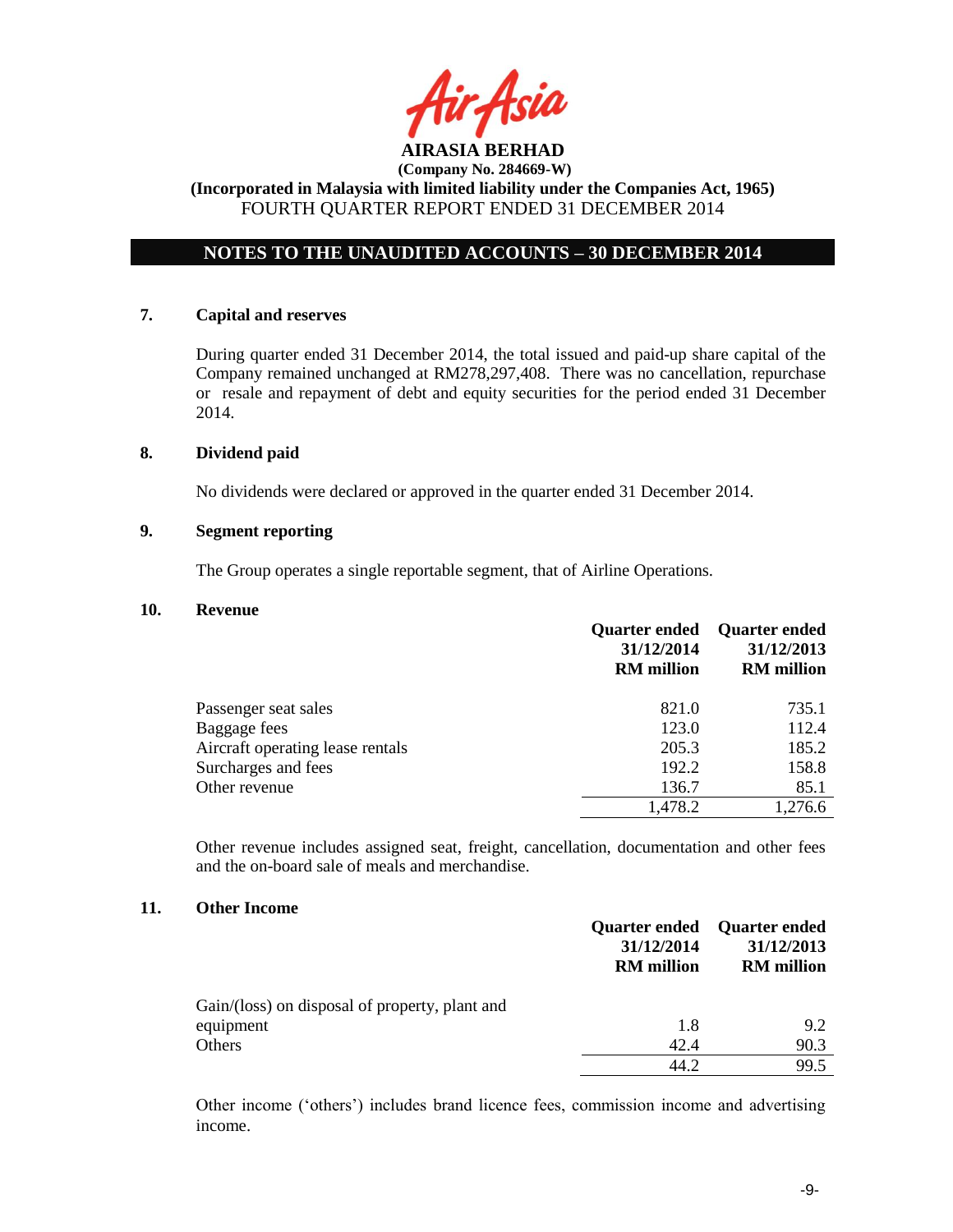**AIRASIA BERHAD**
**(Company No. 284669-W)**
**(Incorporated in Malaysia with limited liability under the Companies Act, 1965)**
FOURTH QUARTER REPORT ENDED 31 DECEMBER 2014

## NOTES TO THE UNAUDITED ACCOUNTS – 30 DECEMBER 2014

### 7. Capital and reserves

During quarter ended 31 December 2014, the total issued and paid-up share capital of the Company remained unchanged at RM278,297,408. There was no cancellation, repurchase or resale and repayment of debt and equity securities for the period ended 31 December 2014.

### 8. Dividend paid

No dividends were declared or approved in the quarter ended 31 December 2014.

### 9. Segment reporting

The Group operates a single reportable segment, that of Airline Operations.

### 10. Revenue

| | Quarter ended 31/12/2014 RM million | Quarter ended 31/12/2013 RM million |
|---|---|---|
| Passenger seat sales | 821.0 | 735.1 |
| Baggage fees | 123.0 | 112.4 |
| Aircraft operating lease rentals | 205.3 | 185.2 |
| Surcharges and fees | 192.2 | 158.8 |
| Other revenue | 136.7 | 85.1 |
| | 1,478.2 | 1,276.6 |

Other revenue includes assigned seat, freight, cancellation, documentation and other fees and the on-board sale of meals and merchandise.

### 11. Other Income

| | Quarter ended 31/12/2014 RM million | Quarter ended 31/12/2013 RM million |
|---|---|---|
| Gain/(loss) on disposal of property, plant and equipment | 1.8 | 9.2 |
| Others | 42.4 | 90.3 |
| | 44.2 | 99.5 |

Other income ('others') includes brand licence fees, commission income and advertising income.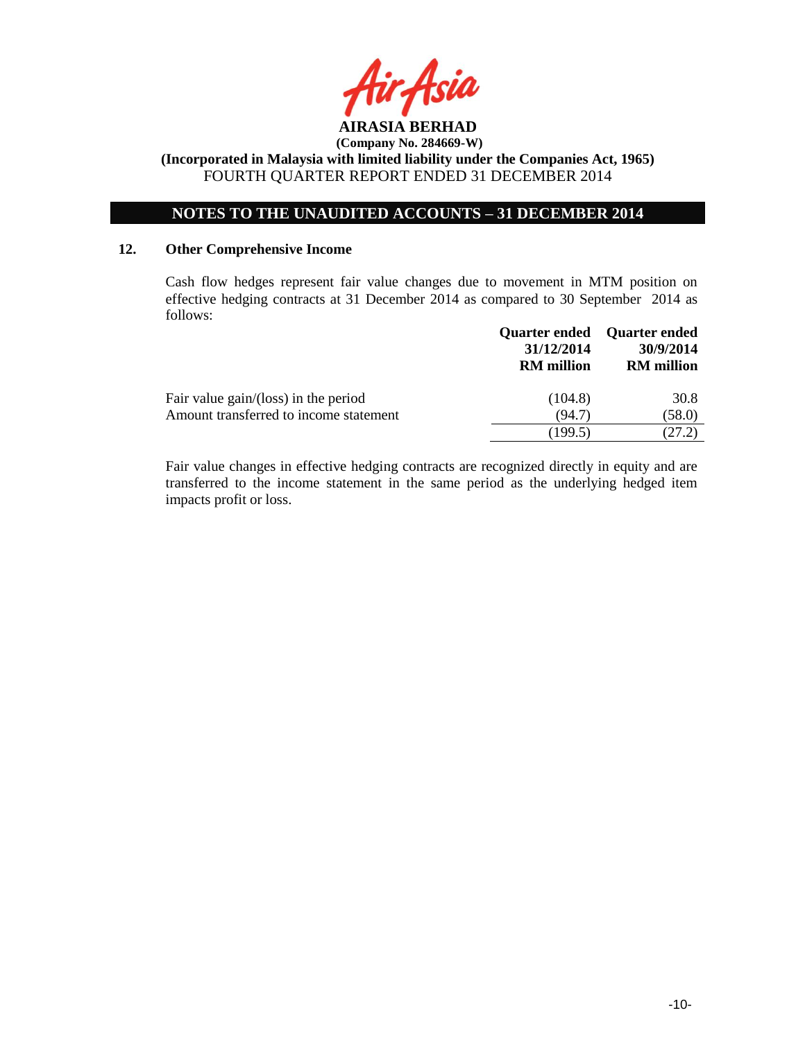**AIRASIA BERHAD**

**(Company No. 284669-W)**

**(Incorporated in Malaysia with limited liability under the Companies Act, 1965)**

FOURTH QUARTER REPORT ENDED 31 DECEMBER 2014

## NOTES TO THE UNAUDITED ACCOUNTS – 31 DECEMBER 2014

### 12. Other Comprehensive Income

Cash flow hedges represent fair value changes due to movement in MTM position on effective hedging contracts at 31 December 2014 as compared to 30 September 2014 as follows:

| | Quarter ended 31/12/2014 RM million | Quarter ended 30/9/2014 RM million |
|---|---|---|
| Fair value gain/(loss) in the period | (104.8) | 30.8 |
| Amount transferred to income statement | (94.7) | (58.0) |
| | (199.5) | (27.2) |

Fair value changes in effective hedging contracts are recognized directly in equity and are transferred to the income statement in the same period as the underlying hedged item impacts profit or loss.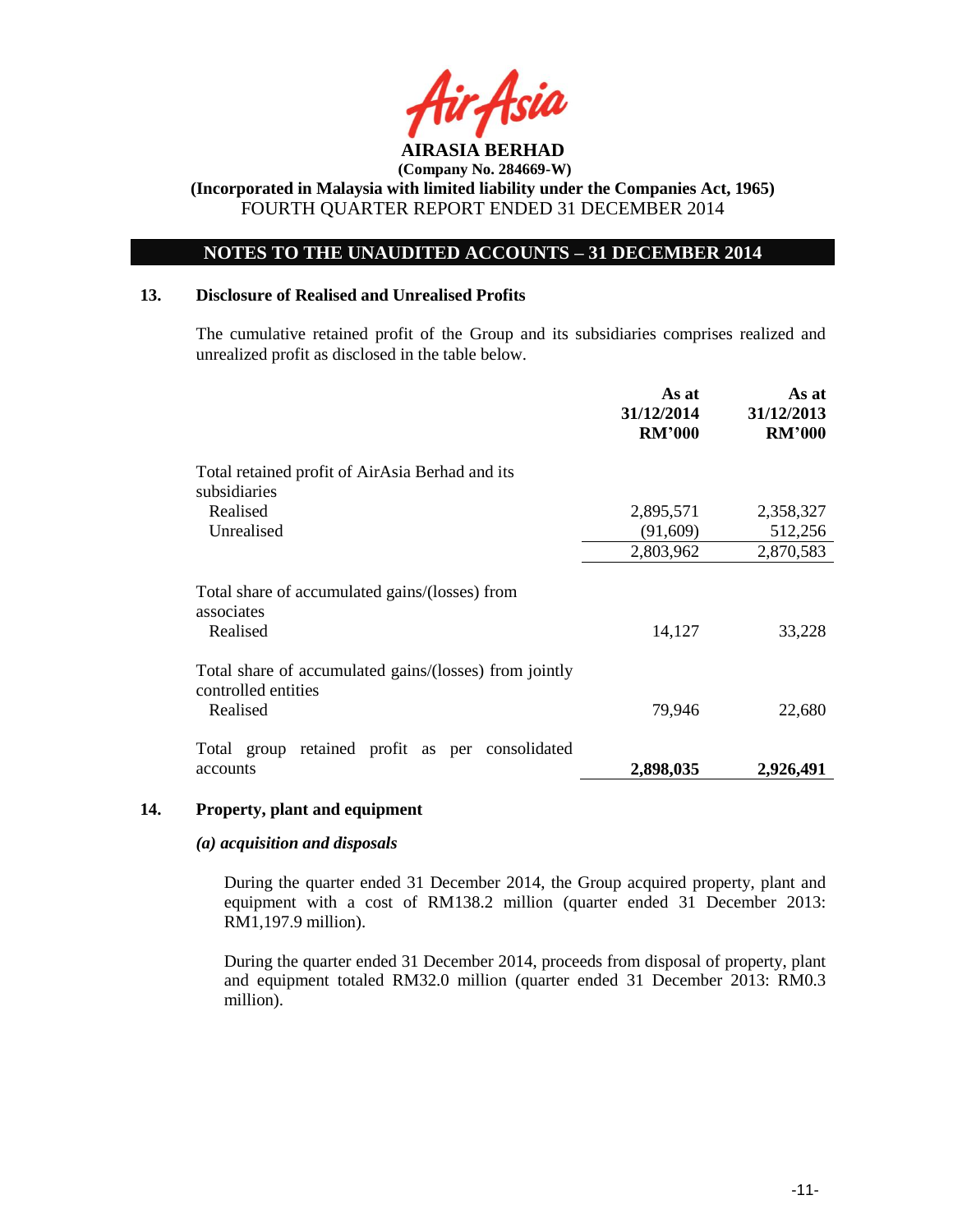# AIRASIA BERHAD

**(Company No. 284669-W)**

**(Incorporated in Malaysia with limited liability under the Companies Act, 1965)**

FOURTH QUARTER REPORT ENDED 31 DECEMBER 2014

## NOTES TO THE UNAUDITED ACCOUNTS – 31 DECEMBER 2014

### 13. Disclosure of Realised and Unrealised Profits

The cumulative retained profit of the Group and its subsidiaries comprises realized and unrealized profit as disclosed in the table below.

| | As at 31/12/2014 RM'000 | As at 31/12/2013 RM'000 |
|---|---|---|
| Total retained profit of AirAsia Berhad and its subsidiaries | | |
| Realised | 2,895,571 | 2,358,327 |
| Unrealised | (91,609) | 512,256 |
| | 2,803,962 | 2,870,583 |
| Total share of accumulated gains/(losses) from associates | | |
| Realised | 14,127 | 33,228 |
| Total share of accumulated gains/(losses) from jointly controlled entities | | |
| Realised | 79,946 | 22,680 |
| Total group retained profit as per consolidated accounts | **2,898,035** | **2,926,491** |

### 14. Property, plant and equipment

***(a) acquisition and disposals***

During the quarter ended 31 December 2014, the Group acquired property, plant and equipment with a cost of RM138.2 million (quarter ended 31 December 2013: RM1,197.9 million).

During the quarter ended 31 December 2014, proceeds from disposal of property, plant and equipment totaled RM32.0 million (quarter ended 31 December 2013: RM0.3 million).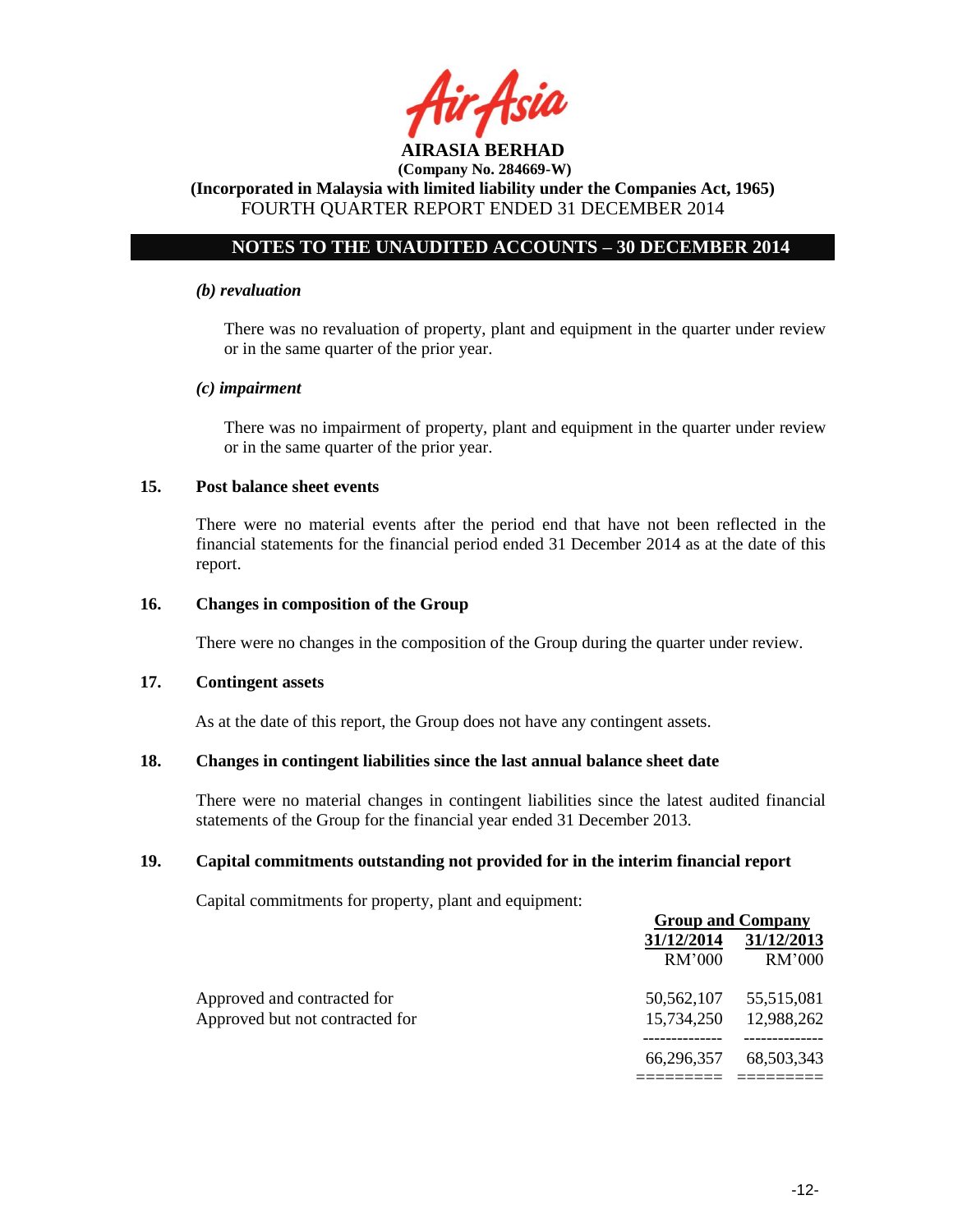**AIRASIA BERHAD**
**(Company No. 284669-W)**
**(Incorporated in Malaysia with limited liability under the Companies Act, 1965)**
FOURTH QUARTER REPORT ENDED 31 DECEMBER 2014

## NOTES TO THE UNAUDITED ACCOUNTS – 30 DECEMBER 2014

***(b) revaluation***

There was no revaluation of property, plant and equipment in the quarter under review or in the same quarter of the prior year.

***(c) impairment***

There was no impairment of property, plant and equipment in the quarter under review or in the same quarter of the prior year.

### 15. Post balance sheet events

There were no material events after the period end that have not been reflected in the financial statements for the financial period ended 31 December 2014 as at the date of this report.

### 16. Changes in composition of the Group

There were no changes in the composition of the Group during the quarter under review.

### 17. Contingent assets

As at the date of this report, the Group does not have any contingent assets.

### 18. Changes in contingent liabilities since the last annual balance sheet date

There were no material changes in contingent liabilities since the latest audited financial statements of the Group for the financial year ended 31 December 2013.

### 19. Capital commitments outstanding not provided for in the interim financial report

Capital commitments for property, plant and equipment:

| | Group and Company | |
|---|---|---|
| | 31/12/2014 | 31/12/2013 |
| | RM'000 | RM'000 |
| Approved and contracted for | 50,562,107 | 55,515,081 |
| Approved but not contracted for | 15,734,250 | 12,988,262 |
| | 66,296,357 | 68,503,343 |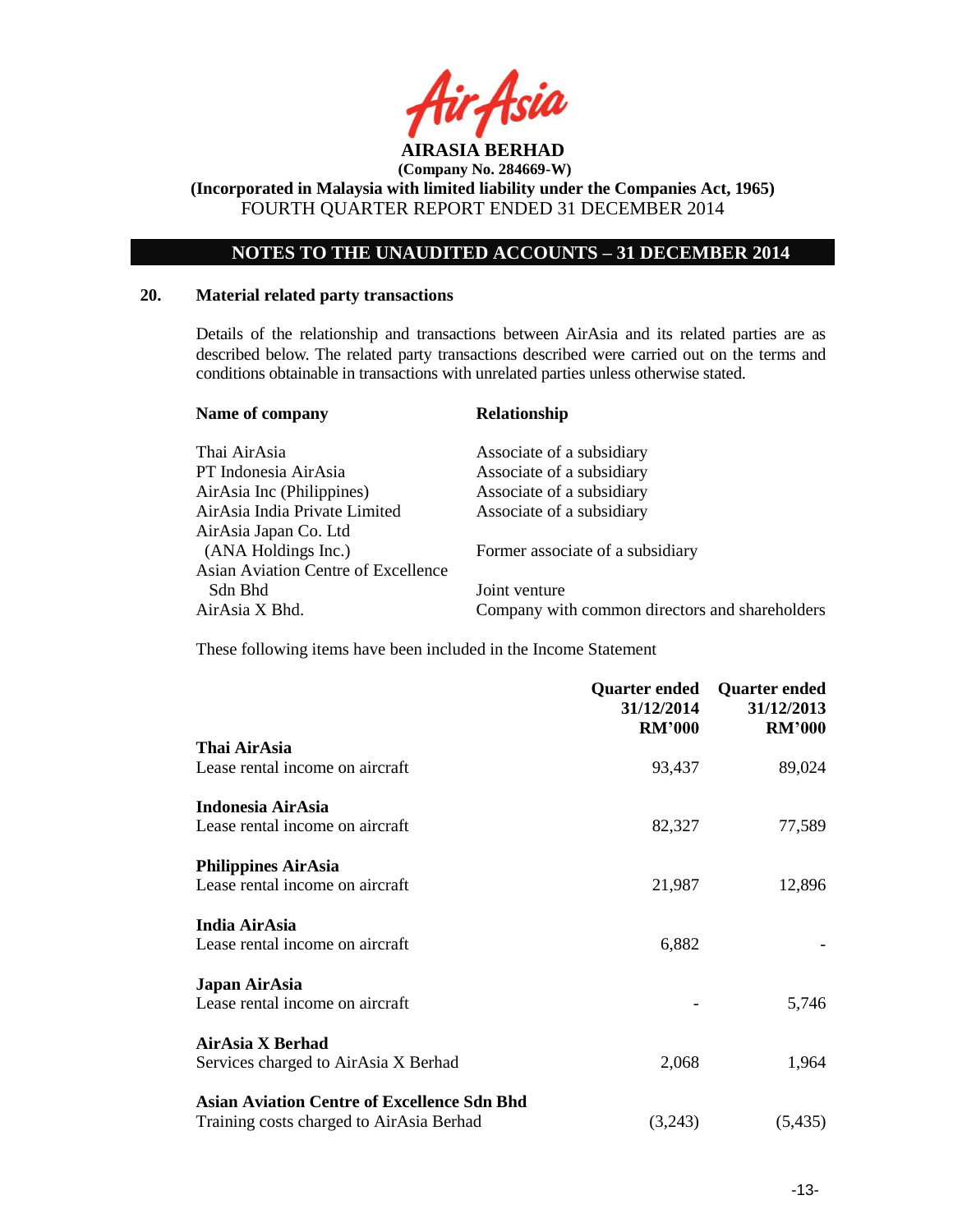**AIRASIA BERHAD**
**(Company No. 284669-W)**
**(Incorporated in Malaysia with limited liability under the Companies Act, 1965)**
FOURTH QUARTER REPORT ENDED 31 DECEMBER 2014

## NOTES TO THE UNAUDITED ACCOUNTS – 31 DECEMBER 2014

### 20. Material related party transactions

Details of the relationship and transactions between AirAsia and its related parties are as described below. The related party transactions described were carried out on the terms and conditions obtainable in transactions with unrelated parties unless otherwise stated.

| Name of company | Relationship |
|---|---|
| Thai AirAsia | Associate of a subsidiary |
| PT Indonesia AirAsia | Associate of a subsidiary |
| AirAsia Inc (Philippines) | Associate of a subsidiary |
| AirAsia India Private Limited | Associate of a subsidiary |
| AirAsia Japan Co. Ltd (ANA Holdings Inc.) | Former associate of a subsidiary |
| Asian Aviation Centre of Excellence Sdn Bhd | Joint venture |
| AirAsia X Bhd. | Company with common directors and shareholders |

These following items have been included in the Income Statement

| | Quarter ended 31/12/2014 RM'000 | Quarter ended 31/12/2013 RM'000 |
|---|---|---|
| **Thai AirAsia** | | |
| Lease rental income on aircraft | 93,437 | 89,024 |
| **Indonesia AirAsia** | | |
| Lease rental income on aircraft | 82,327 | 77,589 |
| **Philippines AirAsia** | | |
| Lease rental income on aircraft | 21,987 | 12,896 |
| **India AirAsia** | | |
| Lease rental income on aircraft | 6,882 | - |
| **Japan AirAsia** | | |
| Lease rental income on aircraft | - | 5,746 |
| **AirAsia X Berhad** | | |
| Services charged to AirAsia X Berhad | 2,068 | 1,964 |
| **Asian Aviation Centre of Excellence Sdn Bhd** | | |
| Training costs charged to AirAsia Berhad | (3,243) | (5,435) |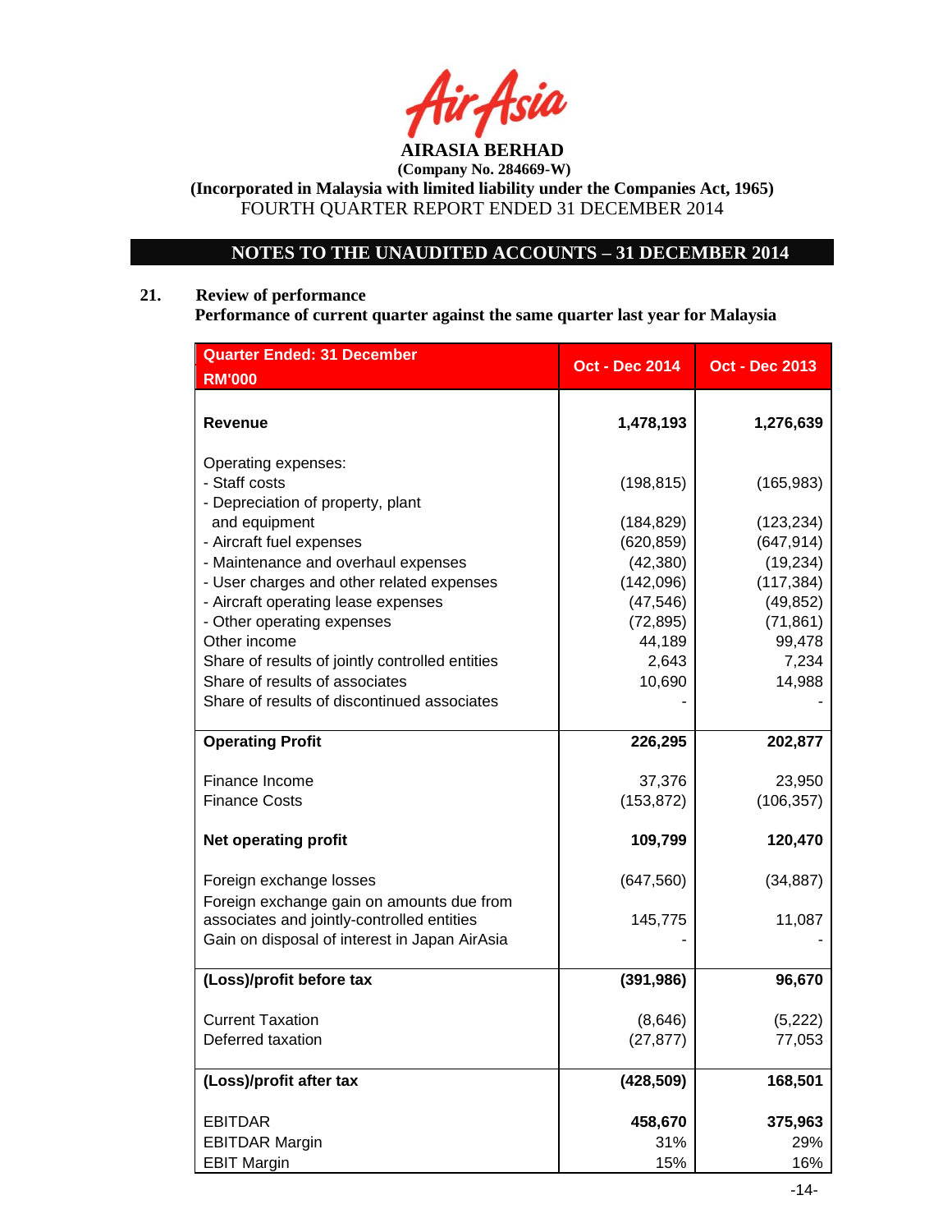**AIRASIA BERHAD**

**(Company No. 284669-W)**

**(Incorporated in Malaysia with limited liability under the Companies Act, 1965)**

FOURTH QUARTER REPORT ENDED 31 DECEMBER 2014

## NOTES TO THE UNAUDITED ACCOUNTS – 31 DECEMBER 2014

### 21. Review of performance

**Performance of current quarter against the same quarter last year for Malaysia**

| Quarter Ended: 31 December RM'000 | Oct - Dec 2014 | Oct - Dec 2013 |
|---|---|---|
| **Revenue** | **1,478,193** | **1,276,639** |
| Operating expenses: | | |
| - Staff costs | (198,815) | (165,983) |
| - Depreciation of property, plant and equipment | (184,829) | (123,234) |
| - Aircraft fuel expenses | (620,859) | (647,914) |
| - Maintenance and overhaul expenses | (42,380) | (19,234) |
| - User charges and other related expenses | (142,096) | (117,384) |
| - Aircraft operating lease expenses | (47,546) | (49,852) |
| - Other operating expenses | (72,895) | (71,861) |
| Other income | 44,189 | 99,478 |
| Share of results of jointly controlled entities | 2,643 | 7,234 |
| Share of results of associates | 10,690 | 14,988 |
| Share of results of discontinued associates | - | - |
| **Operating Profit** | **226,295** | **202,877** |
| Finance Income | 37,376 | 23,950 |
| Finance Costs | (153,872) | (106,357) |
| **Net operating profit** | **109,799** | **120,470** |
| Foreign exchange losses | (647,560) | (34,887) |
| Foreign exchange gain on amounts due from associates and jointly-controlled entities | 145,775 | 11,087 |
| Gain on disposal of interest in Japan AirAsia | - | - |
| **(Loss)/profit before tax** | **(391,986)** | **96,670** |
| Current Taxation | (8,646) | (5,222) |
| Deferred taxation | (27,877) | 77,053 |
| **(Loss)/profit after tax** | **(428,509)** | **168,501** |
| EBITDAR | **458,670** | **375,963** |
| EBITDAR Margin | 31% | 29% |
| EBIT Margin | 15% | 16% |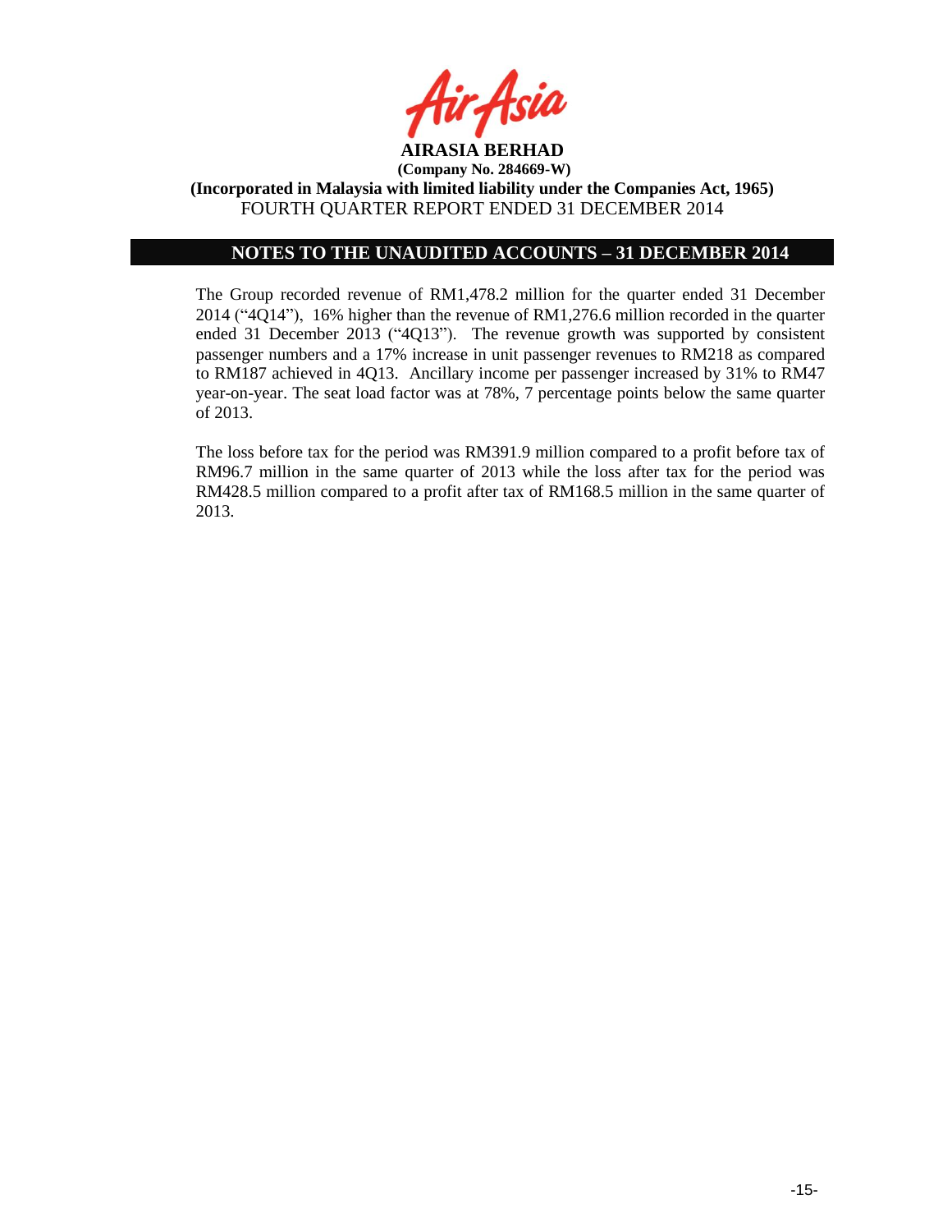**AIRASIA BERHAD**
**(Company No. 284669-W)**
**(Incorporated in Malaysia with limited liability under the Companies Act, 1965)**
FOURTH QUARTER REPORT ENDED 31 DECEMBER 2014

## NOTES TO THE UNAUDITED ACCOUNTS – 31 DECEMBER 2014

The Group recorded revenue of RM1,478.2 million for the quarter ended 31 December 2014 ("4Q14"), 16% higher than the revenue of RM1,276.6 million recorded in the quarter ended 31 December 2013 ("4Q13"). The revenue growth was supported by consistent passenger numbers and a 17% increase in unit passenger revenues to RM218 as compared to RM187 achieved in 4Q13. Ancillary income per passenger increased by 31% to RM47 year-on-year. The seat load factor was at 78%, 7 percentage points below the same quarter of 2013.

The loss before tax for the period was RM391.9 million compared to a profit before tax of RM96.7 million in the same quarter of 2013 while the loss after tax for the period was RM428.5 million compared to a profit after tax of RM168.5 million in the same quarter of 2013.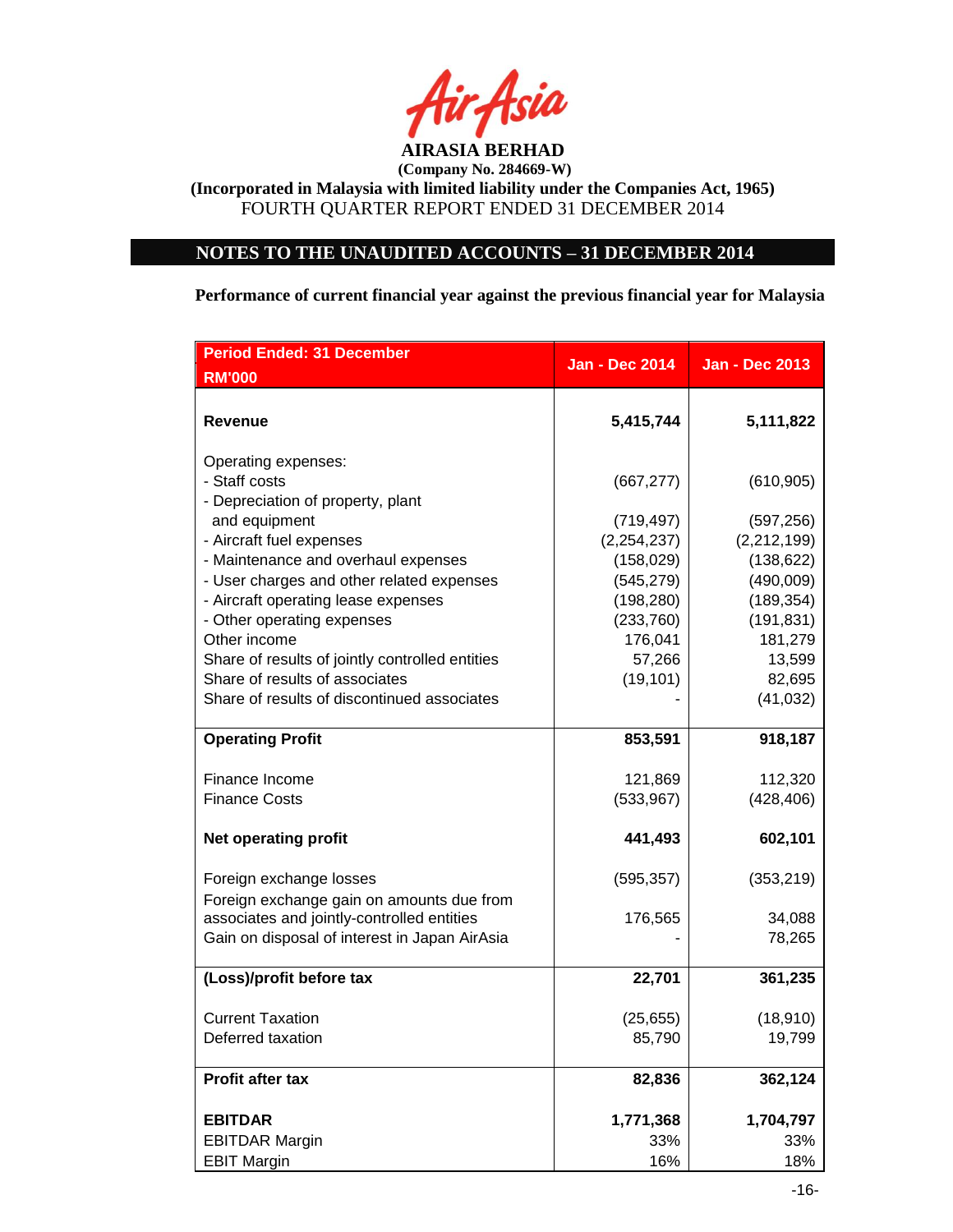**AIRASIA BERHAD**

**(Company No. 284669-W)**

**(Incorporated in Malaysia with limited liability under the Companies Act, 1965)**

FOURTH QUARTER REPORT ENDED 31 DECEMBER 2014

## NOTES TO THE UNAUDITED ACCOUNTS – 31 DECEMBER 2014

**Performance of current financial year against the previous financial year for Malaysia**

| Period Ended: 31 December RM'000 | Jan - Dec 2014 | Jan - Dec 2013 |
|---|---|---|
| **Revenue** | **5,415,744** | **5,111,822** |
| Operating expenses: | | |
| - Staff costs | (667,277) | (610,905) |
| - Depreciation of property, plant and equipment | (719,497) | (597,256) |
| - Aircraft fuel expenses | (2,254,237) | (2,212,199) |
| - Maintenance and overhaul expenses | (158,029) | (138,622) |
| - User charges and other related expenses | (545,279) | (490,009) |
| - Aircraft operating lease expenses | (198,280) | (189,354) |
| - Other operating expenses | (233,760) | (191,831) |
| Other income | 176,041 | 181,279 |
| Share of results of jointly controlled entities | 57,266 | 13,599 |
| Share of results of associates | (19,101) | 82,695 |
| Share of results of discontinued associates | - | (41,032) |
| **Operating Profit** | **853,591** | **918,187** |
| Finance Income | 121,869 | 112,320 |
| Finance Costs | (533,967) | (428,406) |
| **Net operating profit** | **441,493** | **602,101** |
| Foreign exchange losses | (595,357) | (353,219) |
| Foreign exchange gain on amounts due from associates and jointly-controlled entities | 176,565 | 34,088 |
| Gain on disposal of interest in Japan AirAsia | - | 78,265 |
| **(Loss)/profit before tax** | **22,701** | **361,235** |
| Current Taxation | (25,655) | (18,910) |
| Deferred taxation | 85,790 | 19,799 |
| **Profit after tax** | **82,836** | **362,124** |
| **EBITDAR** | **1,771,368** | **1,704,797** |
| EBITDAR Margin | 33% | 33% |
| EBIT Margin | 16% | 18% |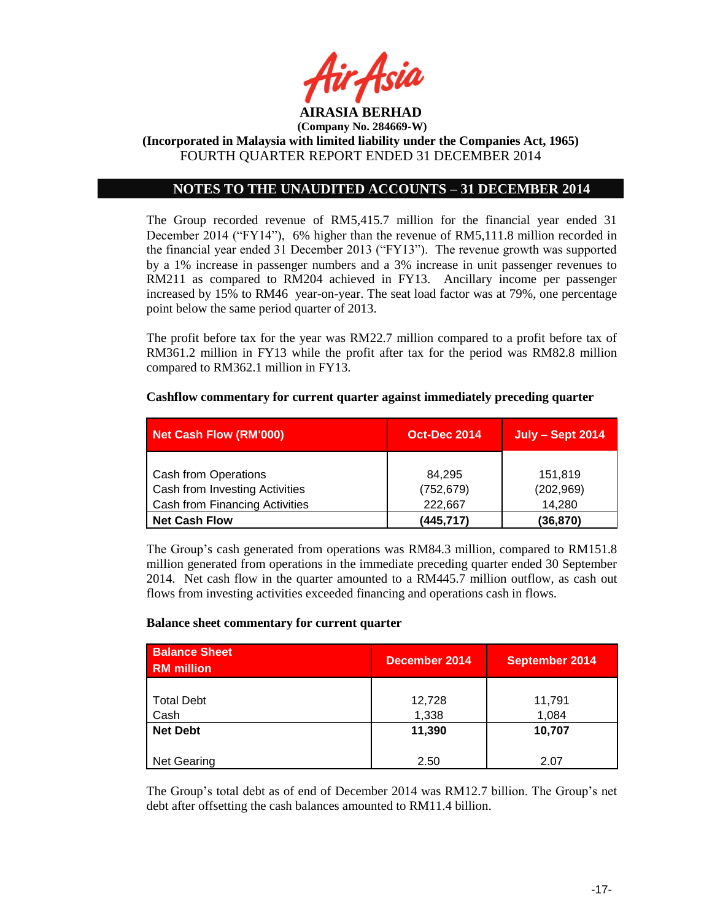**AIRASIA BERHAD**

**(Company No. 284669-W)**

**(Incorporated in Malaysia with limited liability under the Companies Act, 1965)**

FOURTH QUARTER REPORT ENDED 31 DECEMBER 2014

## NOTES TO THE UNAUDITED ACCOUNTS – 31 DECEMBER 2014

The Group recorded revenue of RM5,415.7 million for the financial year ended 31 December 2014 ("FY14"), 6% higher than the revenue of RM5,111.8 million recorded in the financial year ended 31 December 2013 ("FY13"). The revenue growth was supported by a 1% increase in passenger numbers and a 3% increase in unit passenger revenues to RM211 as compared to RM204 achieved in FY13. Ancillary income per passenger increased by 15% to RM46 year-on-year. The seat load factor was at 79%, one percentage point below the same period quarter of 2013.

The profit before tax for the year was RM22.7 million compared to a profit before tax of RM361.2 million in FY13 while the profit after tax for the period was RM82.8 million compared to RM362.1 million in FY13.

**Cashflow commentary for current quarter against immediately preceding quarter**

| Net Cash Flow (RM'000) | Oct-Dec 2014 | July – Sept 2014 |
|---|---|---|
| Cash from Operations | 84,295 | 151,819 |
| Cash from Investing Activities | (752,679) | (202,969) |
| Cash from Financing Activities | 222,667 | 14,280 |
| **Net Cash Flow** | **(445,717)** | **(36,870)** |

The Group's cash generated from operations was RM84.3 million, compared to RM151.8 million generated from operations in the immediate preceding quarter ended 30 September 2014. Net cash flow in the quarter amounted to a RM445.7 million outflow, as cash out flows from investing activities exceeded financing and operations cash in flows.

**Balance sheet commentary for current quarter**

| Balance Sheet RM million | December 2014 | September 2014 |
|---|---|---|
| Total Debt | 12,728 | 11,791 |
| Cash | 1,338 | 1,084 |
| **Net Debt** | **11,390** | **10,707** |
| Net Gearing | 2.50 | 2.07 |

The Group's total debt as of end of December 2014 was RM12.7 billion. The Group's net debt after offsetting the cash balances amounted to RM11.4 billion.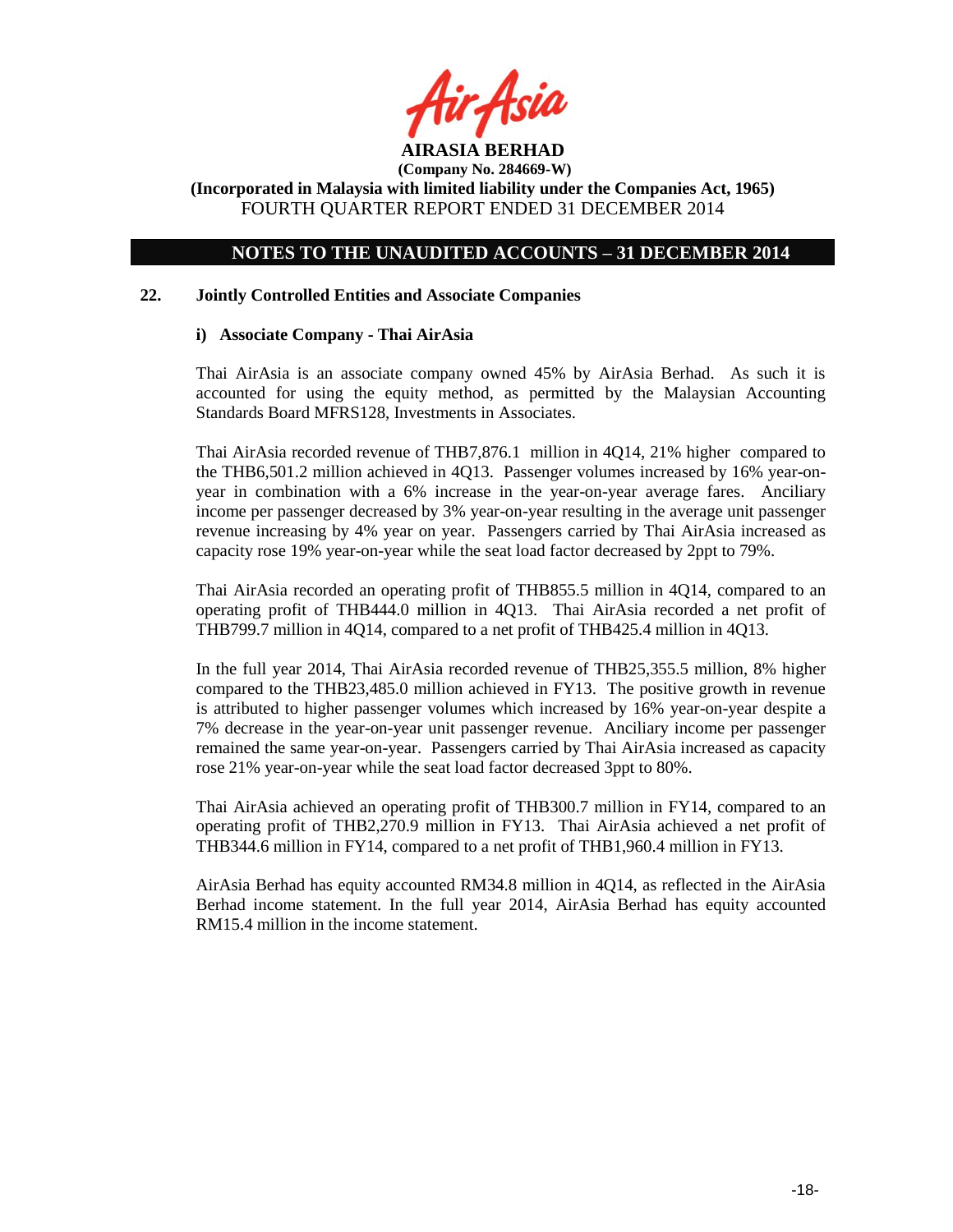# AIRASIA BERHAD

**(Company No. 284669-W)**
**(Incorporated in Malaysia with limited liability under the Companies Act, 1965)**
FOURTH QUARTER REPORT ENDED 31 DECEMBER 2014

## NOTES TO THE UNAUDITED ACCOUNTS – 31 DECEMBER 2014

### 22. Jointly Controlled Entities and Associate Companies

#### i) Associate Company - Thai AirAsia

Thai AirAsia is an associate company owned 45% by AirAsia Berhad. As such it is accounted for using the equity method, as permitted by the Malaysian Accounting Standards Board MFRS128, Investments in Associates.

Thai AirAsia recorded revenue of THB7,876.1 million in 4Q14, 21% higher compared to the THB6,501.2 million achieved in 4Q13. Passenger volumes increased by 16% year-on-year in combination with a 6% increase in the year-on-year average fares. Anciliary income per passenger decreased by 3% year-on-year resulting in the average unit passenger revenue increasing by 4% year on year. Passengers carried by Thai AirAsia increased as capacity rose 19% year-on-year while the seat load factor decreased by 2ppt to 79%.

Thai AirAsia recorded an operating profit of THB855.5 million in 4Q14, compared to an operating profit of THB444.0 million in 4Q13. Thai AirAsia recorded a net profit of THB799.7 million in 4Q14, compared to a net profit of THB425.4 million in 4Q13.

In the full year 2014, Thai AirAsia recorded revenue of THB25,355.5 million, 8% higher compared to the THB23,485.0 million achieved in FY13. The positive growth in revenue is attributed to higher passenger volumes which increased by 16% year-on-year despite a 7% decrease in the year-on-year unit passenger revenue. Anciliary income per passenger remained the same year-on-year. Passengers carried by Thai AirAsia increased as capacity rose 21% year-on-year while the seat load factor decreased 3ppt to 80%.

Thai AirAsia achieved an operating profit of THB300.7 million in FY14, compared to an operating profit of THB2,270.9 million in FY13. Thai AirAsia achieved a net profit of THB344.6 million in FY14, compared to a net profit of THB1,960.4 million in FY13.

AirAsia Berhad has equity accounted RM34.8 million in 4Q14, as reflected in the AirAsia Berhad income statement. In the full year 2014, AirAsia Berhad has equity accounted RM15.4 million in the income statement.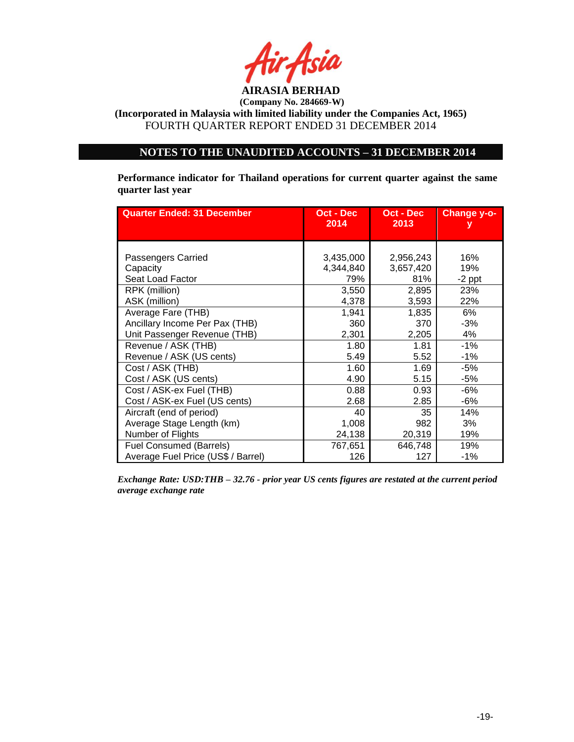**AIRASIA BERHAD**
**(Company No. 284669-W)**
**(Incorporated in Malaysia with limited liability under the Companies Act, 1965)**
FOURTH QUARTER REPORT ENDED 31 DECEMBER 2014

## NOTES TO THE UNAUDITED ACCOUNTS – 31 DECEMBER 2014

**Performance indicator for Thailand operations for current quarter against the same quarter last year**

| Quarter Ended: 31 December | Oct - Dec 2014 | Oct - Dec 2013 | Change y-o-y |
|---|---|---|---|
| Passengers Carried | 3,435,000 | 2,956,243 | 16% |
| Capacity | 4,344,840 | 3,657,420 | 19% |
| Seat Load Factor | 79% | 81% | -2 ppt |
| RPK (million) | 3,550 | 2,895 | 23% |
| ASK (million) | 4,378 | 3,593 | 22% |
| Average Fare (THB) | 1,941 | 1,835 | 6% |
| Ancillary Income Per Pax (THB) | 360 | 370 | -3% |
| Unit Passenger Revenue (THB) | 2,301 | 2,205 | 4% |
| Revenue / ASK (THB) | 1.80 | 1.81 | -1% |
| Revenue / ASK (US cents) | 5.49 | 5.52 | -1% |
| Cost / ASK (THB) | 1.60 | 1.69 | -5% |
| Cost / ASK (US cents) | 4.90 | 5.15 | -5% |
| Cost / ASK-ex Fuel (THB) | 0.88 | 0.93 | -6% |
| Cost / ASK-ex Fuel (US cents) | 2.68 | 2.85 | -6% |
| Aircraft (end of period) | 40 | 35 | 14% |
| Average Stage Length (km) | 1,008 | 982 | 3% |
| Number of Flights | 24,138 | 20,319 | 19% |
| Fuel Consumed (Barrels) | 767,651 | 646,748 | 19% |
| Average Fuel Price (US$ / Barrel) | 126 | 127 | -1% |

***Exchange Rate: USD:THB – 32.76 - prior year US cents figures are restated at the current period average exchange rate***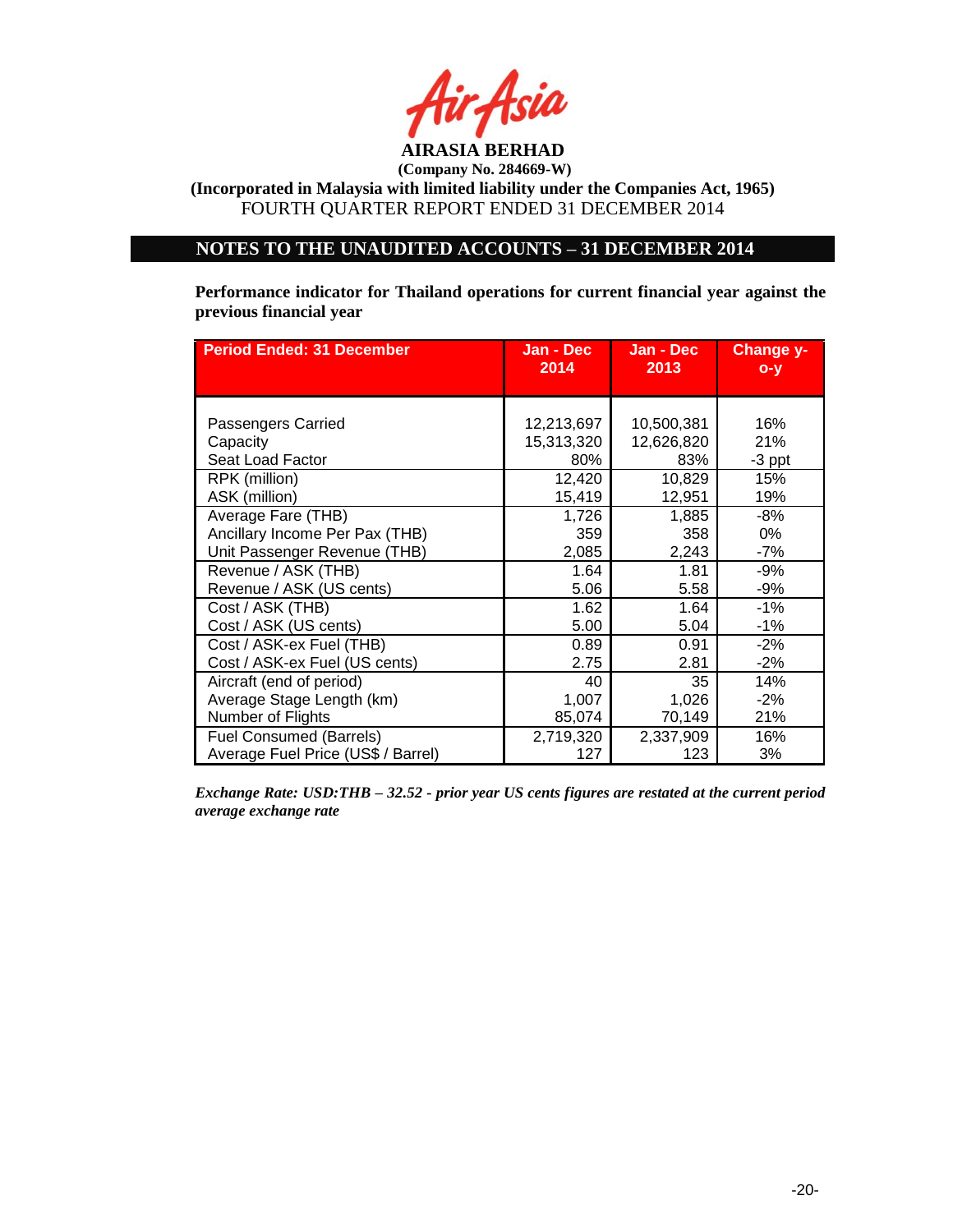**AIRASIA BERHAD**

**(Company No. 284669-W)**

**(Incorporated in Malaysia with limited liability under the Companies Act, 1965)**

FOURTH QUARTER REPORT ENDED 31 DECEMBER 2014

## NOTES TO THE UNAUDITED ACCOUNTS – 31 DECEMBER 2014

**Performance indicator for Thailand operations for current financial year against the previous financial year**

| Period Ended: 31 December | Jan - Dec 2014 | Jan - Dec 2013 | Change y-o-y |
|---|---|---|---|
| Passengers Carried | 12,213,697 | 10,500,381 | 16% |
| Capacity | 15,313,320 | 12,626,820 | 21% |
| Seat Load Factor | 80% | 83% | -3 ppt |
| RPK (million) | 12,420 | 10,829 | 15% |
| ASK (million) | 15,419 | 12,951 | 19% |
| Average Fare (THB) | 1,726 | 1,885 | -8% |
| Ancillary Income Per Pax (THB) | 359 | 358 | 0% |
| Unit Passenger Revenue (THB) | 2,085 | 2,243 | -7% |
| Revenue / ASK (THB) | 1.64 | 1.81 | -9% |
| Revenue / ASK (US cents) | 5.06 | 5.58 | -9% |
| Cost / ASK (THB) | 1.62 | 1.64 | -1% |
| Cost / ASK (US cents) | 5.00 | 5.04 | -1% |
| Cost / ASK-ex Fuel (THB) | 0.89 | 0.91 | -2% |
| Cost / ASK-ex Fuel (US cents) | 2.75 | 2.81 | -2% |
| Aircraft (end of period) | 40 | 35 | 14% |
| Average Stage Length (km) | 1,007 | 1,026 | -2% |
| Number of Flights | 85,074 | 70,149 | 21% |
| Fuel Consumed (Barrels) | 2,719,320 | 2,337,909 | 16% |
| Average Fuel Price (US$ / Barrel) | 127 | 123 | 3% |

*Exchange Rate: USD:THB – 32.52 - prior year US cents figures are restated at the current period average exchange rate*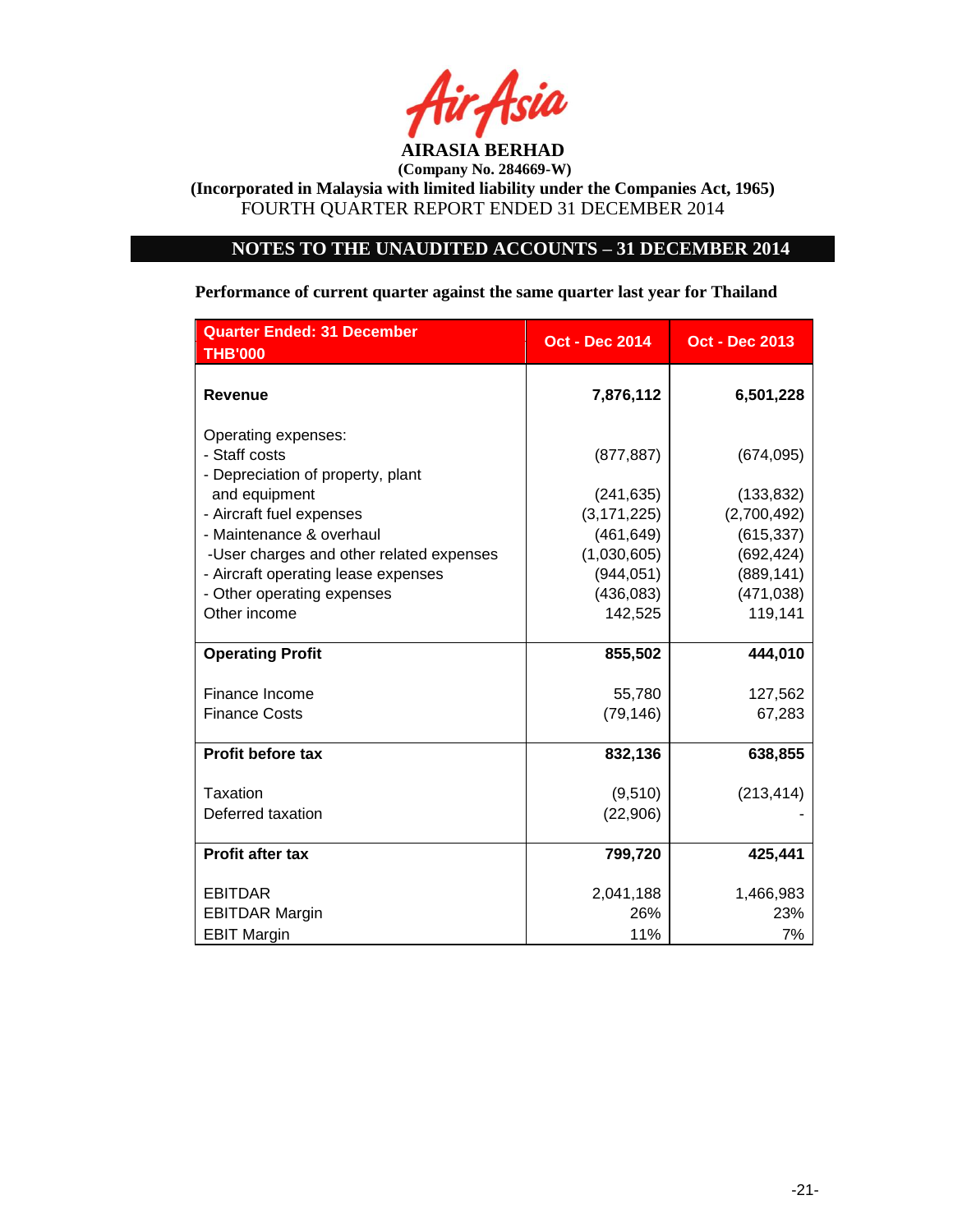**AIRASIA BERHAD**
**(Company No. 284669-W)**
**(Incorporated in Malaysia with limited liability under the Companies Act, 1965)**
FOURTH QUARTER REPORT ENDED 31 DECEMBER 2014

## NOTES TO THE UNAUDITED ACCOUNTS – 31 DECEMBER 2014

**Performance of current quarter against the same quarter last year for Thailand**

| Quarter Ended: 31 December THB'000 | Oct - Dec 2014 | Oct - Dec 2013 |
|---|---|---|
| **Revenue** | **7,876,112** | **6,501,228** |
| Operating expenses: | | |
| - Staff costs | (877,887) | (674,095) |
| - Depreciation of property, plant and equipment | (241,635) | (133,832) |
| - Aircraft fuel expenses | (3,171,225) | (2,700,492) |
| - Maintenance & overhaul | (461,649) | (615,337) |
| -User charges and other related expenses | (1,030,605) | (692,424) |
| - Aircraft operating lease expenses | (944,051) | (889,141) |
| - Other operating expenses | (436,083) | (471,038) |
| Other income | 142,525 | 119,141 |
| **Operating Profit** | **855,502** | **444,010** |
| Finance Income | 55,780 | 127,562 |
| Finance Costs | (79,146) | 67,283 |
| **Profit before tax** | **832,136** | **638,855** |
| Taxation | (9,510) | (213,414) |
| Deferred taxation | (22,906) | - |
| **Profit after tax** | **799,720** | **425,441** |
| EBITDAR | 2,041,188 | 1,466,983 |
| EBITDAR Margin | 26% | 23% |
| EBIT Margin | 11% | 7% |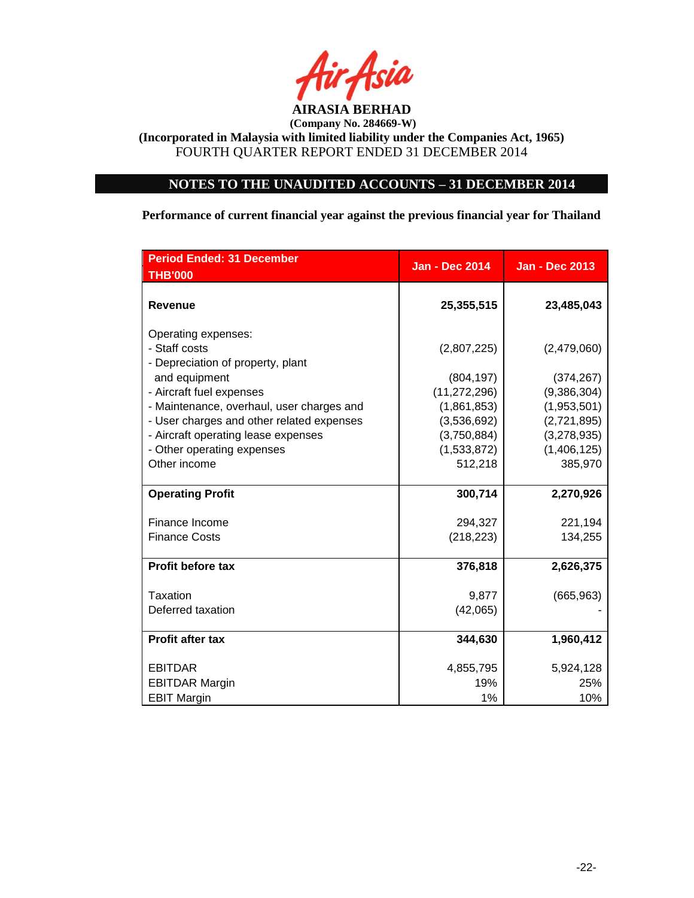AIRASIA BERHAD

(Company No. 284669-W)

(Incorporated in Malaysia with limited liability under the Companies Act, 1965)

FOURTH QUARTER REPORT ENDED 31 DECEMBER 2014

## NOTES TO THE UNAUDITED ACCOUNTS – 31 DECEMBER 2014

**Performance of current financial year against the previous financial year for Thailand**

| Period Ended: 31 December THB'000 | Jan - Dec 2014 | Jan - Dec 2013 |
|---|---|---|
| **Revenue** | **25,355,515** | **23,485,043** |
| Operating expenses: | | |
| - Staff costs | (2,807,225) | (2,479,060) |
| - Depreciation of property, plant and equipment | (804,197) | (374,267) |
| - Aircraft fuel expenses | (11,272,296) | (9,386,304) |
| - Maintenance, overhaul, user charges and | (1,861,853) | (1,953,501) |
| - User charges and other related expenses | (3,536,692) | (2,721,895) |
| - Aircraft operating lease expenses | (3,750,884) | (3,278,935) |
| - Other operating expenses | (1,533,872) | (1,406,125) |
| Other income | 512,218 | 385,970 |
| **Operating Profit** | **300,714** | **2,270,926** |
| Finance Income | 294,327 | 221,194 |
| Finance Costs | (218,223) | 134,255 |
| **Profit before tax** | **376,818** | **2,626,375** |
| Taxation | 9,877 | (665,963) |
| Deferred taxation | (42,065) | - |
| **Profit after tax** | **344,630** | **1,960,412** |
| EBITDAR | 4,855,795 | 5,924,128 |
| EBITDAR Margin | 19% | 25% |
| EBIT Margin | 1% | 10% |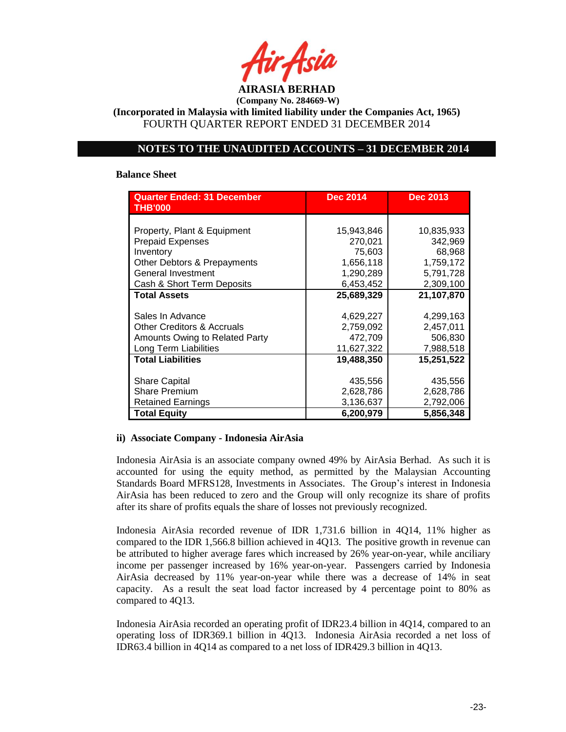AIRASIA BERHAD
(Company No. 284669-W)
(Incorporated in Malaysia with limited liability under the Companies Act, 1965)
FOURTH QUARTER REPORT ENDED 31 DECEMBER 2014

## NOTES TO THE UNAUDITED ACCOUNTS – 31 DECEMBER 2014

**Balance Sheet**

| Quarter Ended: 31 December THB'000 | Dec 2014 | Dec 2013 |
|---|---|---|
| Property, Plant & Equipment | 15,943,846 | 10,835,933 |
| Prepaid Expenses | 270,021 | 342,969 |
| Inventory | 75,603 | 68,968 |
| Other Debtors & Prepayments | 1,656,118 | 1,759,172 |
| General Investment | 1,290,289 | 5,791,728 |
| Cash & Short Term Deposits | 6,453,452 | 2,309,100 |
| **Total Assets** | **25,689,329** | **21,107,870** |
| Sales In Advance | 4,629,227 | 4,299,163 |
| Other Creditors & Accruals | 2,759,092 | 2,457,011 |
| Amounts Owing to Related Party | 472,709 | 506,830 |
| Long Term Liabilities | 11,627,322 | 7,988,518 |
| **Total Liabilities** | **19,488,350** | **15,251,522** |
| Share Capital | 435,556 | 435,556 |
| Share Premium | 2,628,786 | 2,628,786 |
| Retained Earnings | 3,136,637 | 2,792,006 |
| **Total Equity** | **6,200,979** | **5,856,348** |

### ii) Associate Company - Indonesia AirAsia

Indonesia AirAsia is an associate company owned 49% by AirAsia Berhad. As such it is accounted for using the equity method, as permitted by the Malaysian Accounting Standards Board MFRS128, Investments in Associates. The Group's interest in Indonesia AirAsia has been reduced to zero and the Group will only recognize its share of profits after its share of profits equals the share of losses not previously recognized.

Indonesia AirAsia recorded revenue of IDR 1,731.6 billion in 4Q14, 11% higher as compared to the IDR 1,566.8 billion achieved in 4Q13. The positive growth in revenue can be attributed to higher average fares which increased by 26% year-on-year, while anciliary income per passenger increased by 16% year-on-year. Passengers carried by Indonesia AirAsia decreased by 11% year-on-year while there was a decrease of 14% in seat capacity. As a result the seat load factor increased by 4 percentage point to 80% as compared to 4Q13.

Indonesia AirAsia recorded an operating profit of IDR23.4 billion in 4Q14, compared to an operating loss of IDR369.1 billion in 4Q13. Indonesia AirAsia recorded a net loss of IDR63.4 billion in 4Q14 as compared to a net loss of IDR429.3 billion in 4Q13.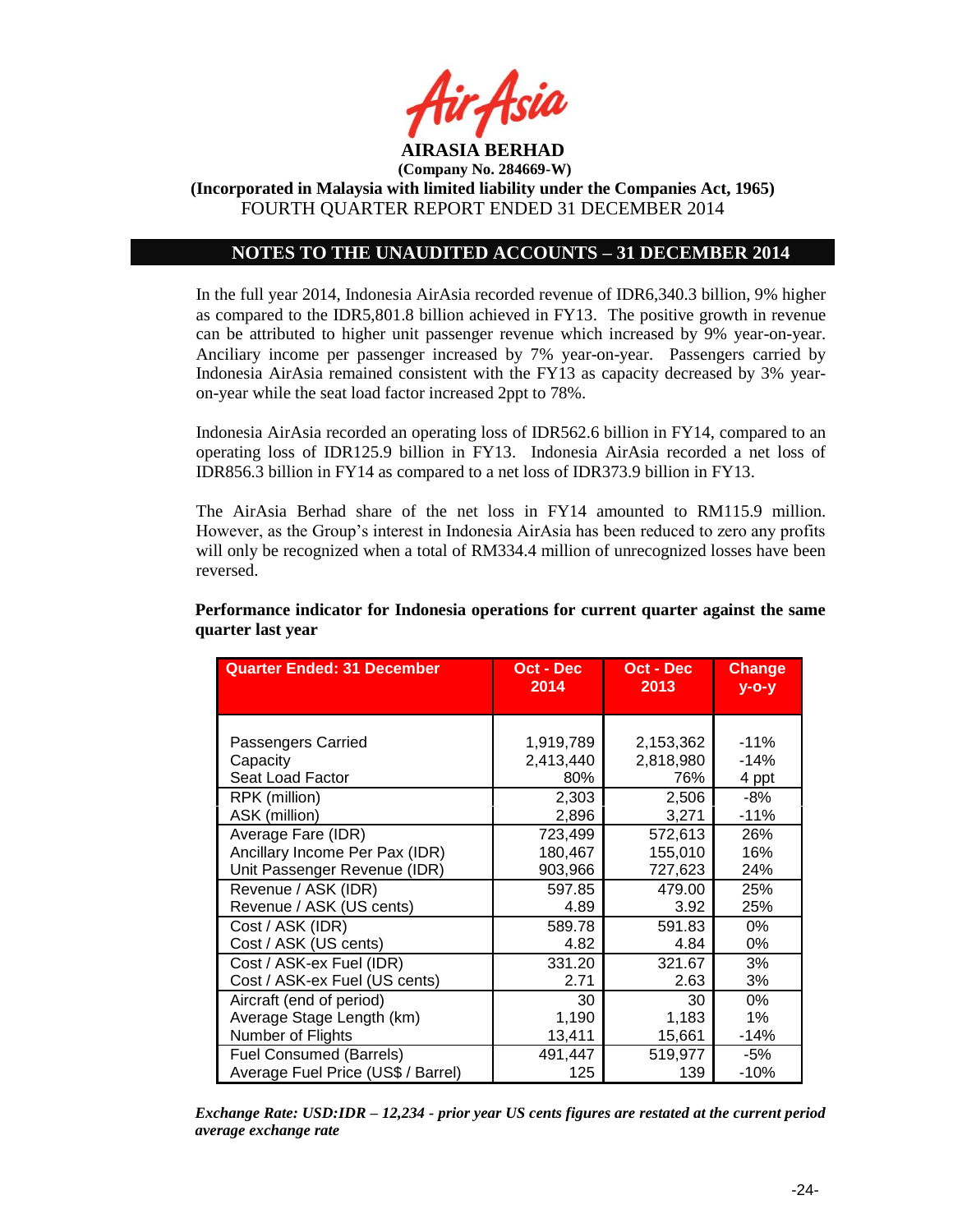**AIRASIA BERHAD**
**(Company No. 284669-W)**
**(Incorporated in Malaysia with limited liability under the Companies Act, 1965)**
FOURTH QUARTER REPORT ENDED 31 DECEMBER 2014

## NOTES TO THE UNAUDITED ACCOUNTS – 31 DECEMBER 2014

In the full year 2014, Indonesia AirAsia recorded revenue of IDR6,340.3 billion, 9% higher as compared to the IDR5,801.8 billion achieved in FY13. The positive growth in revenue can be attributed to higher unit passenger revenue which increased by 9% year-on-year. Anciliary income per passenger increased by 7% year-on-year. Passengers carried by Indonesia AirAsia remained consistent with the FY13 as capacity decreased by 3% year-on-year while the seat load factor increased 2ppt to 78%.

Indonesia AirAsia recorded an operating loss of IDR562.6 billion in FY14, compared to an operating loss of IDR125.9 billion in FY13. Indonesia AirAsia recorded a net loss of IDR856.3 billion in FY14 as compared to a net loss of IDR373.9 billion in FY13.

The AirAsia Berhad share of the net loss in FY14 amounted to RM115.9 million. However, as the Group's interest in Indonesia AirAsia has been reduced to zero any profits will only be recognized when a total of RM334.4 million of unrecognized losses have been reversed.

**Performance indicator for Indonesia operations for current quarter against the same quarter last year**

| Quarter Ended: 31 December | Oct - Dec 2014 | Oct - Dec 2013 | Change y-o-y |
|---|---|---|---|
| Passengers Carried | 1,919,789 | 2,153,362 | -11% |
| Capacity | 2,413,440 | 2,818,980 | -14% |
| Seat Load Factor | 80% | 76% | 4 ppt |
| RPK (million) | 2,303 | 2,506 | -8% |
| ASK (million) | 2,896 | 3,271 | -11% |
| Average Fare (IDR) | 723,499 | 572,613 | 26% |
| Ancillary Income Per Pax (IDR) | 180,467 | 155,010 | 16% |
| Unit Passenger Revenue (IDR) | 903,966 | 727,623 | 24% |
| Revenue / ASK (IDR) | 597.85 | 479.00 | 25% |
| Revenue / ASK (US cents) | 4.89 | 3.92 | 25% |
| Cost / ASK (IDR) | 589.78 | 591.83 | 0% |
| Cost / ASK (US cents) | 4.82 | 4.84 | 0% |
| Cost / ASK-ex Fuel (IDR) | 331.20 | 321.67 | 3% |
| Cost / ASK-ex Fuel (US cents) | 2.71 | 2.63 | 3% |
| Aircraft (end of period) | 30 | 30 | 0% |
| Average Stage Length (km) | 1,190 | 1,183 | 1% |
| Number of Flights | 13,411 | 15,661 | -14% |
| Fuel Consumed (Barrels) | 491,447 | 519,977 | -5% |
| Average Fuel Price (US$ / Barrel) | 125 | 139 | -10% |

***Exchange Rate: USD:IDR – 12,234 - prior year US cents figures are restated at the current period average exchange rate***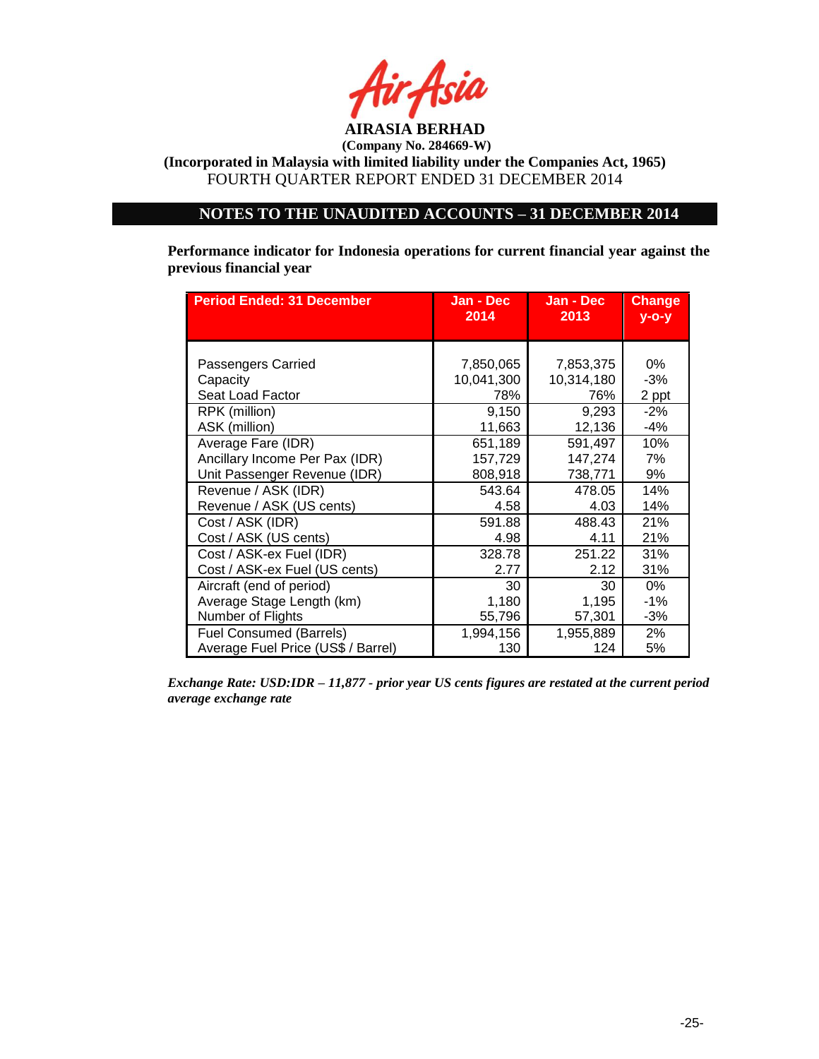**AIRASIA BERHAD**
**(Company No. 284669-W)**
**(Incorporated in Malaysia with limited liability under the Companies Act, 1965)**
FOURTH QUARTER REPORT ENDED 31 DECEMBER 2014

## NOTES TO THE UNAUDITED ACCOUNTS – 31 DECEMBER 2014

**Performance indicator for Indonesia operations for current financial year against the previous financial year**

| Period Ended: 31 December | Jan - Dec 2014 | Jan - Dec 2013 | Change y-o-y |
|---|---|---|---|
| Passengers Carried | 7,850,065 | 7,853,375 | 0% |
| Capacity | 10,041,300 | 10,314,180 | -3% |
| Seat Load Factor | 78% | 76% | 2 ppt |
| RPK (million) | 9,150 | 9,293 | -2% |
| ASK (million) | 11,663 | 12,136 | -4% |
| Average Fare (IDR) | 651,189 | 591,497 | 10% |
| Ancillary Income Per Pax (IDR) | 157,729 | 147,274 | 7% |
| Unit Passenger Revenue (IDR) | 808,918 | 738,771 | 9% |
| Revenue / ASK (IDR) | 543.64 | 478.05 | 14% |
| Revenue / ASK (US cents) | 4.58 | 4.03 | 14% |
| Cost / ASK (IDR) | 591.88 | 488.43 | 21% |
| Cost / ASK (US cents) | 4.98 | 4.11 | 21% |
| Cost / ASK-ex Fuel (IDR) | 328.78 | 251.22 | 31% |
| Cost / ASK-ex Fuel (US cents) | 2.77 | 2.12 | 31% |
| Aircraft (end of period) | 30 | 30 | 0% |
| Average Stage Length (km) | 1,180 | 1,195 | -1% |
| Number of Flights | 55,796 | 57,301 | -3% |
| Fuel Consumed (Barrels) | 1,994,156 | 1,955,889 | 2% |
| Average Fuel Price (US$ / Barrel) | 130 | 124 | 5% |

***Exchange Rate: USD:IDR – 11,877 - prior year US cents figures are restated at the current period average exchange rate***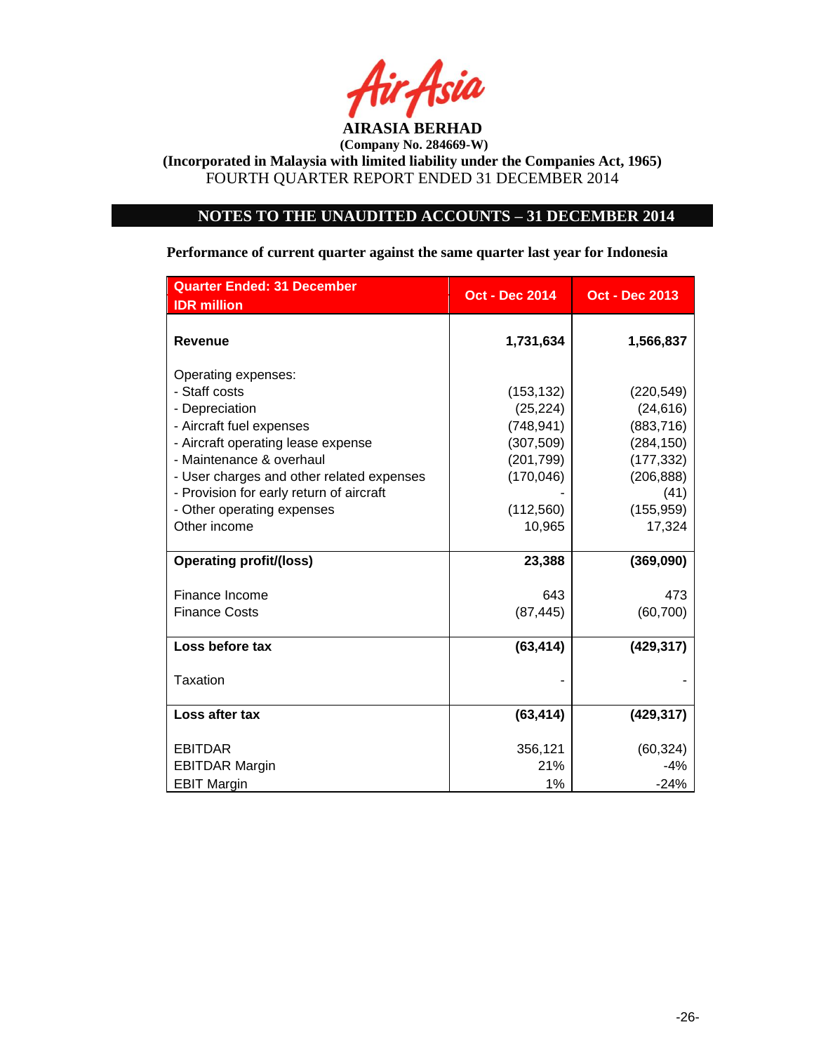**AIRASIA BERHAD**
**(Company No. 284669-W)**
**(Incorporated in Malaysia with limited liability under the Companies Act, 1965)**
FOURTH QUARTER REPORT ENDED 31 DECEMBER 2014

## NOTES TO THE UNAUDITED ACCOUNTS – 31 DECEMBER 2014

**Performance of current quarter against the same quarter last year for Indonesia**

| Quarter Ended: 31 December<br>IDR million | Oct - Dec 2014 | Oct - Dec 2013 |
|---|---|---|
| **Revenue** | **1,731,634** | **1,566,837** |
| Operating expenses: | | |
| - Staff costs | (153,132) | (220,549) |
| - Depreciation | (25,224) | (24,616) |
| - Aircraft fuel expenses | (748,941) | (883,716) |
| - Aircraft operating lease expense | (307,509) | (284,150) |
| - Maintenance & overhaul | (201,799) | (177,332) |
| - User charges and other related expenses | (170,046) | (206,888) |
| - Provision for early return of aircraft | - | (41) |
| - Other operating expenses | (112,560) | (155,959) |
| Other income | 10,965 | 17,324 |
| **Operating profit/(loss)** | **23,388** | **(369,090)** |
| Finance Income | 643 | 473 |
| Finance Costs | (87,445) | (60,700) |
| **Loss before tax** | **(63,414)** | **(429,317)** |
| Taxation | - | - |
| **Loss after tax** | **(63,414)** | **(429,317)** |
| EBITDAR | 356,121 | (60,324) |
| EBITDAR Margin | 21% | -4% |
| EBIT Margin | 1% | -24% |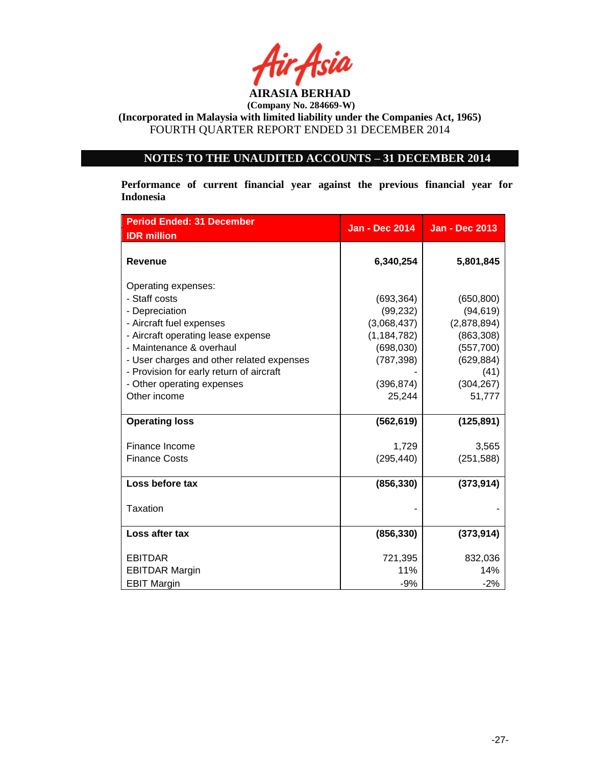**AIRASIA BERHAD**
**(Company No. 284669-W)**
**(Incorporated in Malaysia with limited liability under the Companies Act, 1965)**
FOURTH QUARTER REPORT ENDED 31 DECEMBER 2014

## NOTES TO THE UNAUDITED ACCOUNTS – 31 DECEMBER 2014

**Performance of current financial year against the previous financial year for Indonesia**

| Period Ended: 31 December<br>IDR million | Jan - Dec 2014 | Jan - Dec 2013 |
|---|---|---|
| **Revenue** | **6,340,254** | **5,801,845** |
| Operating expenses: | | |
| - Staff costs | (693,364) | (650,800) |
| - Depreciation | (99,232) | (94,619) |
| - Aircraft fuel expenses | (3,068,437) | (2,878,894) |
| - Aircraft operating lease expense | (1,184,782) | (863,308) |
| - Maintenance & overhaul | (698,030) | (557,700) |
| - User charges and other related expenses | (787,398) | (629,884) |
| - Provision for early return of aircraft | - | (41) |
| - Other operating expenses | (396,874) | (304,267) |
| Other income | 25,244 | 51,777 |
| **Operating loss** | **(562,619)** | **(125,891)** |
| Finance Income | 1,729 | 3,565 |
| Finance Costs | (295,440) | (251,588) |
| **Loss before tax** | **(856,330)** | **(373,914)** |
| Taxation | - | - |
| **Loss after tax** | **(856,330)** | **(373,914)** |
| EBITDAR | 721,395 | 832,036 |
| EBITDAR Margin | 11% | 14% |
| EBIT Margin | -9% | -2% |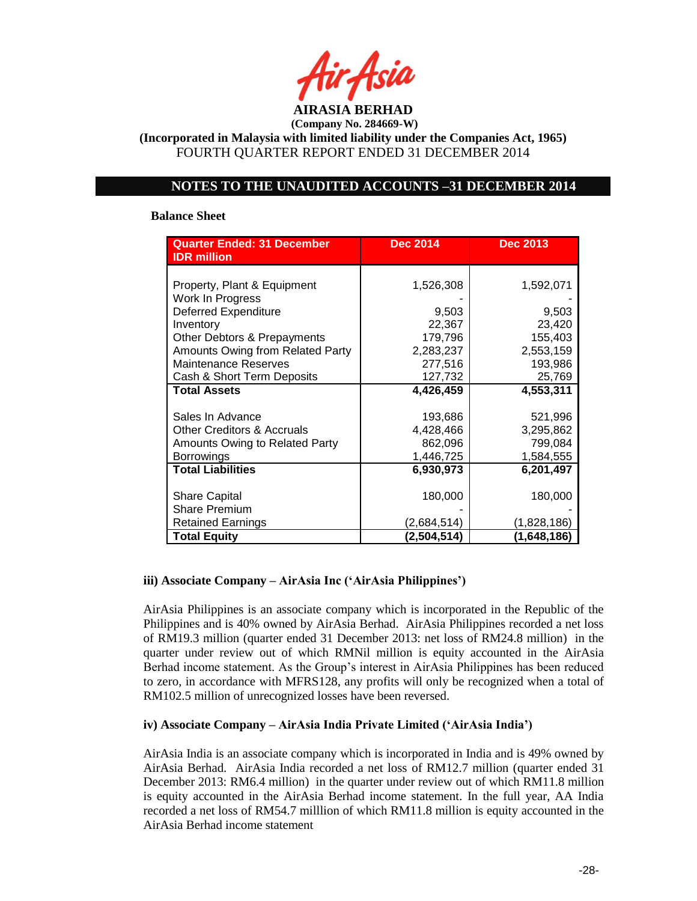**AIRASIA BERHAD**
**(Company No. 284669-W)**
**(Incorporated in Malaysia with limited liability under the Companies Act, 1965)**
FOURTH QUARTER REPORT ENDED 31 DECEMBER 2014

## NOTES TO THE UNAUDITED ACCOUNTS –31 DECEMBER 2014

**Balance Sheet**

| Quarter Ended: 31 December IDR million | Dec 2014 | Dec 2013 |
|---|---|---|
| Property, Plant & Equipment | 1,526,308 | 1,592,071 |
| Work In Progress | - | - |
| Deferred Expenditure | 9,503 | 9,503 |
| Inventory | 22,367 | 23,420 |
| Other Debtors & Prepayments | 179,796 | 155,403 |
| Amounts Owing from Related Party | 2,283,237 | 2,553,159 |
| Maintenance Reserves | 277,516 | 193,986 |
| Cash & Short Term Deposits | 127,732 | 25,769 |
| **Total Assets** | **4,426,459** | **4,553,311** |
| Sales In Advance | 193,686 | 521,996 |
| Other Creditors & Accruals | 4,428,466 | 3,295,862 |
| Amounts Owing to Related Party | 862,096 | 799,084 |
| Borrowings | 1,446,725 | 1,584,555 |
| **Total Liabilities** | **6,930,973** | **6,201,497** |
| Share Capital | 180,000 | 180,000 |
| Share Premium | - | - |
| Retained Earnings | (2,684,514) | (1,828,186) |
| **Total Equity** | **(2,504,514)** | **(1,648,186)** |

### iii) Associate Company – AirAsia Inc ('AirAsia Philippines')

AirAsia Philippines is an associate company which is incorporated in the Republic of the Philippines and is 40% owned by AirAsia Berhad. AirAsia Philippines recorded a net loss of RM19.3 million (quarter ended 31 December 2013: net loss of RM24.8 million) in the quarter under review out of which RMNil million is equity accounted in the AirAsia Berhad income statement. As the Group's interest in AirAsia Philippines has been reduced to zero, in accordance with MFRS128, any profits will only be recognized when a total of RM102.5 million of unrecognized losses have been reversed.

### iv) Associate Company – AirAsia India Private Limited ('AirAsia India')

AirAsia India is an associate company which is incorporated in India and is 49% owned by AirAsia Berhad. AirAsia India recorded a net loss of RM12.7 million (quarter ended 31 December 2013: RM6.4 million) in the quarter under review out of which RM11.8 million is equity accounted in the AirAsia Berhad income statement. In the full year, AA India recorded a net loss of RM54.7 milllion of which RM11.8 million is equity accounted in the AirAsia Berhad income statement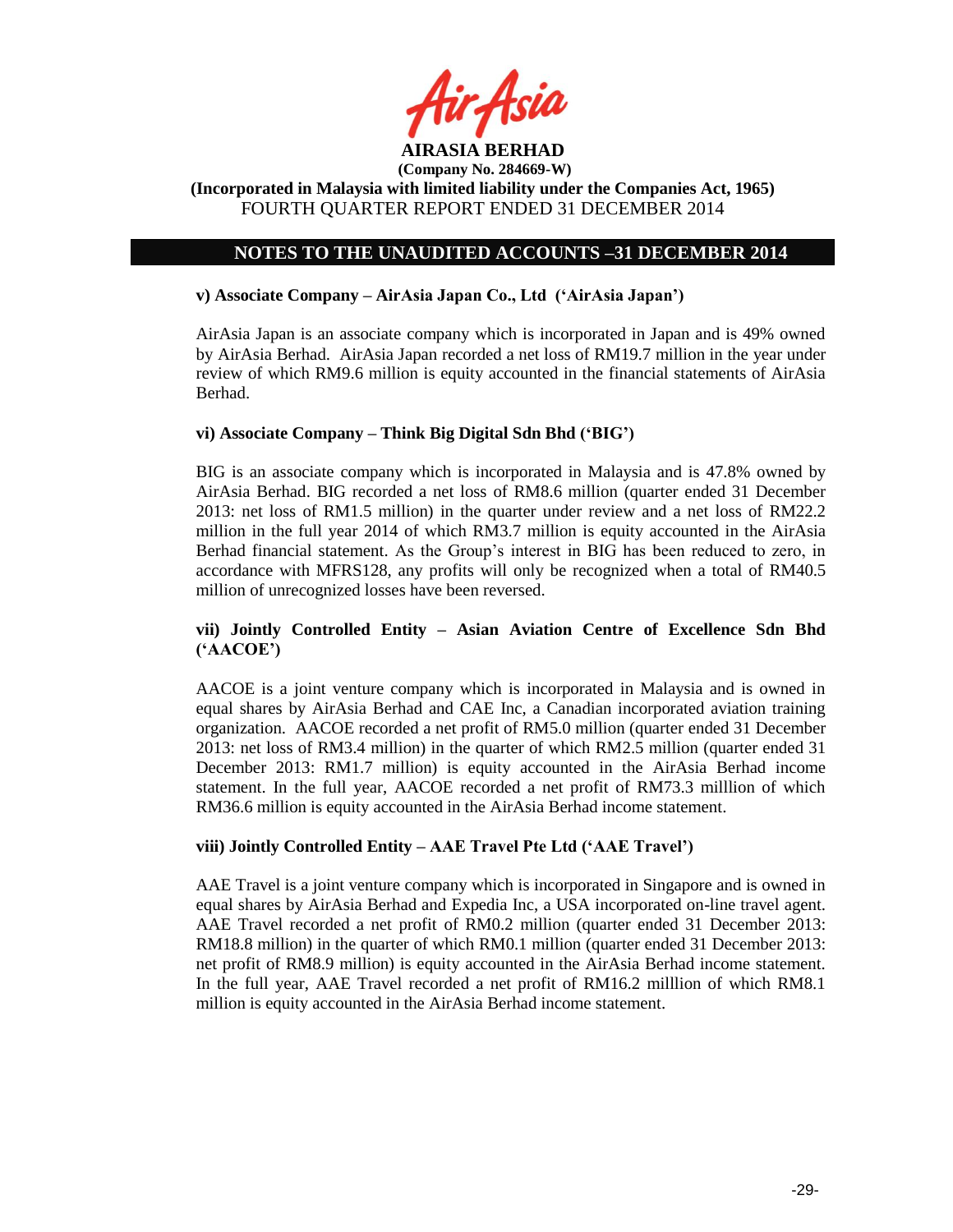## NOTES TO THE UNAUDITED ACCOUNTS –31 DECEMBER 2014

**v) Associate Company – AirAsia Japan Co., Ltd ('AirAsia Japan')**

AirAsia Japan is an associate company which is incorporated in Japan and is 49% owned by AirAsia Berhad. AirAsia Japan recorded a net loss of RM19.7 million in the year under review of which RM9.6 million is equity accounted in the financial statements of AirAsia Berhad.

**vi) Associate Company – Think Big Digital Sdn Bhd ('BIG')**

BIG is an associate company which is incorporated in Malaysia and is 47.8% owned by AirAsia Berhad. BIG recorded a net loss of RM8.6 million (quarter ended 31 December 2013: net loss of RM1.5 million) in the quarter under review and a net loss of RM22.2 million in the full year 2014 of which RM3.7 million is equity accounted in the AirAsia Berhad financial statement. As the Group's interest in BIG has been reduced to zero, in accordance with MFRS128, any profits will only be recognized when a total of RM40.5 million of unrecognized losses have been reversed.

**vii) Jointly Controlled Entity – Asian Aviation Centre of Excellence Sdn Bhd ('AACOE')**

AACOE is a joint venture company which is incorporated in Malaysia and is owned in equal shares by AirAsia Berhad and CAE Inc, a Canadian incorporated aviation training organization. AACOE recorded a net profit of RM5.0 million (quarter ended 31 December 2013: net loss of RM3.4 million) in the quarter of which RM2.5 million (quarter ended 31 December 2013: RM1.7 million) is equity accounted in the AirAsia Berhad income statement. In the full year, AACOE recorded a net profit of RM73.3 milllion of which RM36.6 million is equity accounted in the AirAsia Berhad income statement.

**viii) Jointly Controlled Entity – AAE Travel Pte Ltd ('AAE Travel')**

AAE Travel is a joint venture company which is incorporated in Singapore and is owned in equal shares by AirAsia Berhad and Expedia Inc, a USA incorporated on-line travel agent. AAE Travel recorded a net profit of RM0.2 million (quarter ended 31 December 2013: RM18.8 million) in the quarter of which RM0.1 million (quarter ended 31 December 2013: net profit of RM8.9 million) is equity accounted in the AirAsia Berhad income statement. In the full year, AAE Travel recorded a net profit of RM16.2 milllion of which RM8.1 million is equity accounted in the AirAsia Berhad income statement.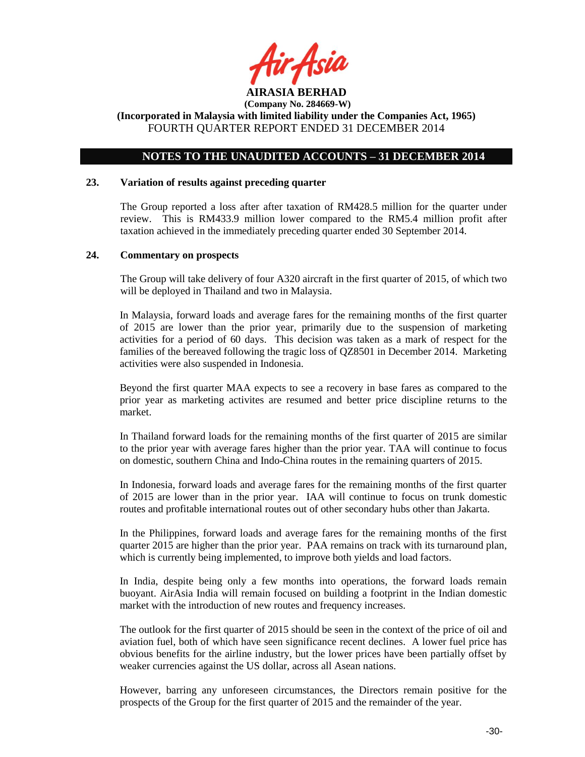**AIRASIA BERHAD**

**(Company No. 284669-W)**

**(Incorporated in Malaysia with limited liability under the Companies Act, 1965)**

FOURTH QUARTER REPORT ENDED 31 DECEMBER 2014

## NOTES TO THE UNAUDITED ACCOUNTS – 31 DECEMBER 2014

### 23. Variation of results against preceding quarter

The Group reported a loss after after taxation of RM428.5 million for the quarter under review. This is RM433.9 million lower compared to the RM5.4 million profit after taxation achieved in the immediately preceding quarter ended 30 September 2014.

### 24. Commentary on prospects

The Group will take delivery of four A320 aircraft in the first quarter of 2015, of which two will be deployed in Thailand and two in Malaysia.

In Malaysia, forward loads and average fares for the remaining months of the first quarter of 2015 are lower than the prior year, primarily due to the suspension of marketing activities for a period of 60 days. This decision was taken as a mark of respect for the families of the bereaved following the tragic loss of QZ8501 in December 2014. Marketing activities were also suspended in Indonesia.

Beyond the first quarter MAA expects to see a recovery in base fares as compared to the prior year as marketing activites are resumed and better price discipline returns to the market.

In Thailand forward loads for the remaining months of the first quarter of 2015 are similar to the prior year with average fares higher than the prior year. TAA will continue to focus on domestic, southern China and Indo-China routes in the remaining quarters of 2015.

In Indonesia, forward loads and average fares for the remaining months of the first quarter of 2015 are lower than in the prior year. IAA will continue to focus on trunk domestic routes and profitable international routes out of other secondary hubs other than Jakarta.

In the Philippines, forward loads and average fares for the remaining months of the first quarter 2015 are higher than the prior year. PAA remains on track with its turnaround plan, which is currently being implemented, to improve both yields and load factors.

In India, despite being only a few months into operations, the forward loads remain buoyant. AirAsia India will remain focused on building a footprint in the Indian domestic market with the introduction of new routes and frequency increases.

The outlook for the first quarter of 2015 should be seen in the context of the price of oil and aviation fuel, both of which have seen significance recent declines. A lower fuel price has obvious benefits for the airline industry, but the lower prices have been partially offset by weaker currencies against the US dollar, across all Asean nations.

However, barring any unforeseen circumstances, the Directors remain positive for the prospects of the Group for the first quarter of 2015 and the remainder of the year.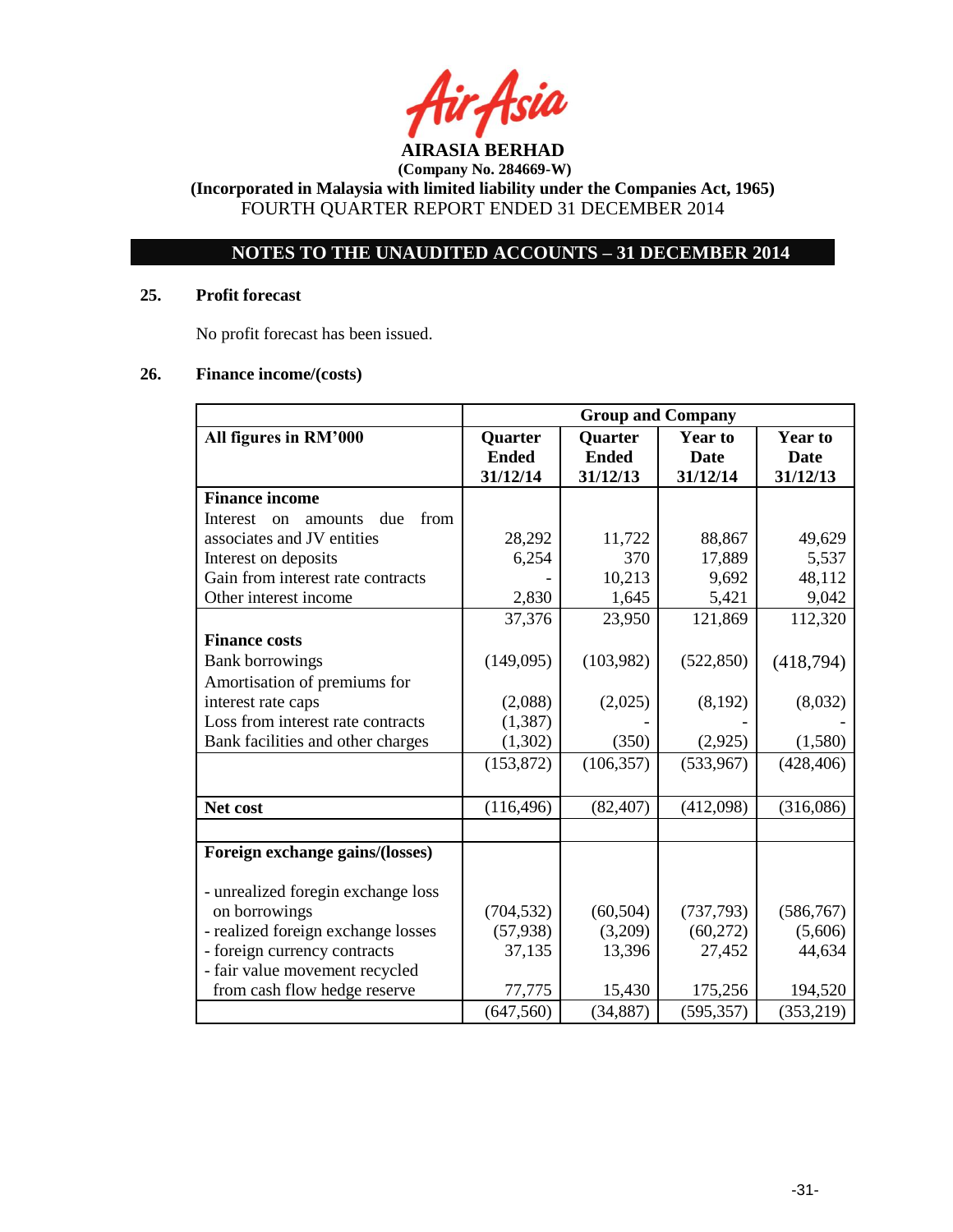**AIRASIA BERHAD**
**(Company No. 284669-W)**
**(Incorporated in Malaysia with limited liability under the Companies Act, 1965)**
FOURTH QUARTER REPORT ENDED 31 DECEMBER 2014

## NOTES TO THE UNAUDITED ACCOUNTS – 31 DECEMBER 2014

### 25. Profit forecast

No profit forecast has been issued.

### 26. Finance income/(costs)

| | Group and Company | | | |
|---|---|---|---|---|
| **All figures in RM'000** | **Quarter Ended 31/12/14** | **Quarter Ended 31/12/13** | **Year to Date 31/12/14** | **Year to Date 31/12/13** |
| **Finance income** | | | | |
| Interest on amounts due from associates and JV entities | 28,292 | 11,722 | 88,867 | 49,629 |
| Interest on deposits | 6,254 | 370 | 17,889 | 5,537 |
| Gain from interest rate contracts | - | 10,213 | 9,692 | 48,112 |
| Other interest income | 2,830 | 1,645 | 5,421 | 9,042 |
| | 37,376 | 23,950 | 121,869 | 112,320 |
| **Finance costs** | | | | |
| Bank borrowings | (149,095) | (103,982) | (522,850) | (418,794) |
| Amortisation of premiums for interest rate caps | (2,088) | (2,025) | (8,192) | (8,032) |
| Loss from interest rate contracts | (1,387) | - | - | - |
| Bank facilities and other charges | (1,302) | (350) | (2,925) | (1,580) |
| | (153,872) | (106,357) | (533,967) | (428,406) |
| **Net cost** | (116,496) | (82,407) | (412,098) | (316,086) |
| | | | | |
| **Foreign exchange gains/(losses)** | | | | |
| - unrealized foregin exchange loss on borrowings | (704,532) | (60,504) | (737,793) | (586,767) |
| - realized foreign exchange losses | (57,938) | (3,209) | (60,272) | (5,606) |
| - foreign currency contracts | 37,135 | 13,396 | 27,452 | 44,634 |
| - fair value movement recycled from cash flow hedge reserve | 77,775 | 15,430 | 175,256 | 194,520 |
| | (647,560) | (34,887) | (595,357) | (353,219) |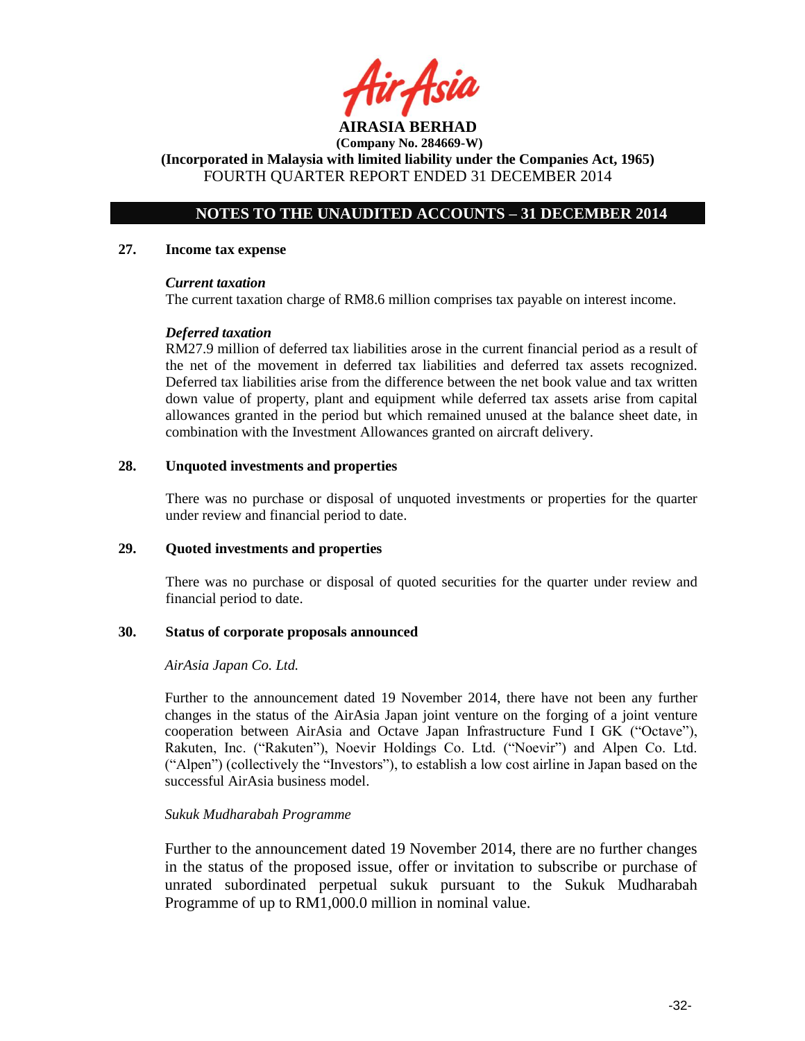## NOTES TO THE UNAUDITED ACCOUNTS – 31 DECEMBER 2014

### 27. Income tax expense

***Current taxation***

The current taxation charge of RM8.6 million comprises tax payable on interest income.

***Deferred taxation***

RM27.9 million of deferred tax liabilities arose in the current financial period as a result of the net of the movement in deferred tax liabilities and deferred tax assets recognized. Deferred tax liabilities arise from the difference between the net book value and tax written down value of property, plant and equipment while deferred tax assets arise from capital allowances granted in the period but which remained unused at the balance sheet date, in combination with the Investment Allowances granted on aircraft delivery.

### 28. Unquoted investments and properties

There was no purchase or disposal of unquoted investments or properties for the quarter under review and financial period to date.

### 29. Quoted investments and properties

There was no purchase or disposal of quoted securities for the quarter under review and financial period to date.

### 30. Status of corporate proposals announced

*AirAsia Japan Co. Ltd.*

Further to the announcement dated 19 November 2014, there have not been any further changes in the status of the AirAsia Japan joint venture on the forging of a joint venture cooperation between AirAsia and Octave Japan Infrastructure Fund I GK ("Octave"), Rakuten, Inc. ("Rakuten"), Noevir Holdings Co. Ltd. ("Noevir") and Alpen Co. Ltd. ("Alpen") (collectively the "Investors"), to establish a low cost airline in Japan based on the successful AirAsia business model.

*Sukuk Mudharabah Programme*

Further to the announcement dated 19 November 2014, there are no further changes in the status of the proposed issue, offer or invitation to subscribe or purchase of unrated subordinated perpetual sukuk pursuant to the Sukuk Mudharabah Programme of up to RM1,000.0 million in nominal value.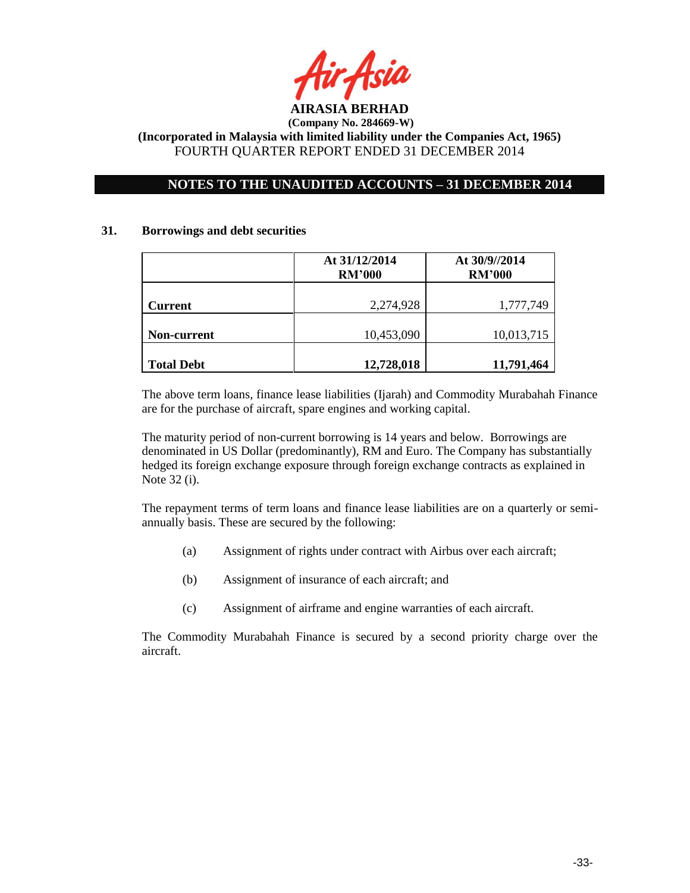**AIRASIA BERHAD**

**(Company No. 284669-W)**

**(Incorporated in Malaysia with limited liability under the Companies Act, 1965)**

FOURTH QUARTER REPORT ENDED 31 DECEMBER 2014

## NOTES TO THE UNAUDITED ACCOUNTS – 31 DECEMBER 2014

### 31. Borrowings and debt securities

| | At 31/12/2014 RM'000 | At 30/9//2014 RM'000 |
|---|---|---|
| **Current** | 2,274,928 | 1,777,749 |
| **Non-current** | 10,453,090 | 10,013,715 |
| **Total Debt** | **12,728,018** | **11,791,464** |

The above term loans, finance lease liabilities (Ijarah) and Commodity Murabahah Finance are for the purchase of aircraft, spare engines and working capital.

The maturity period of non-current borrowing is 14 years and below. Borrowings are denominated in US Dollar (predominantly), RM and Euro. The Company has substantially hedged its foreign exchange exposure through foreign exchange contracts as explained in Note 32 (i).

The repayment terms of term loans and finance lease liabilities are on a quarterly or semi-annually basis. These are secured by the following:

(a) Assignment of rights under contract with Airbus over each aircraft;

(b) Assignment of insurance of each aircraft; and

(c) Assignment of airframe and engine warranties of each aircraft.

The Commodity Murabahah Finance is secured by a second priority charge over the aircraft.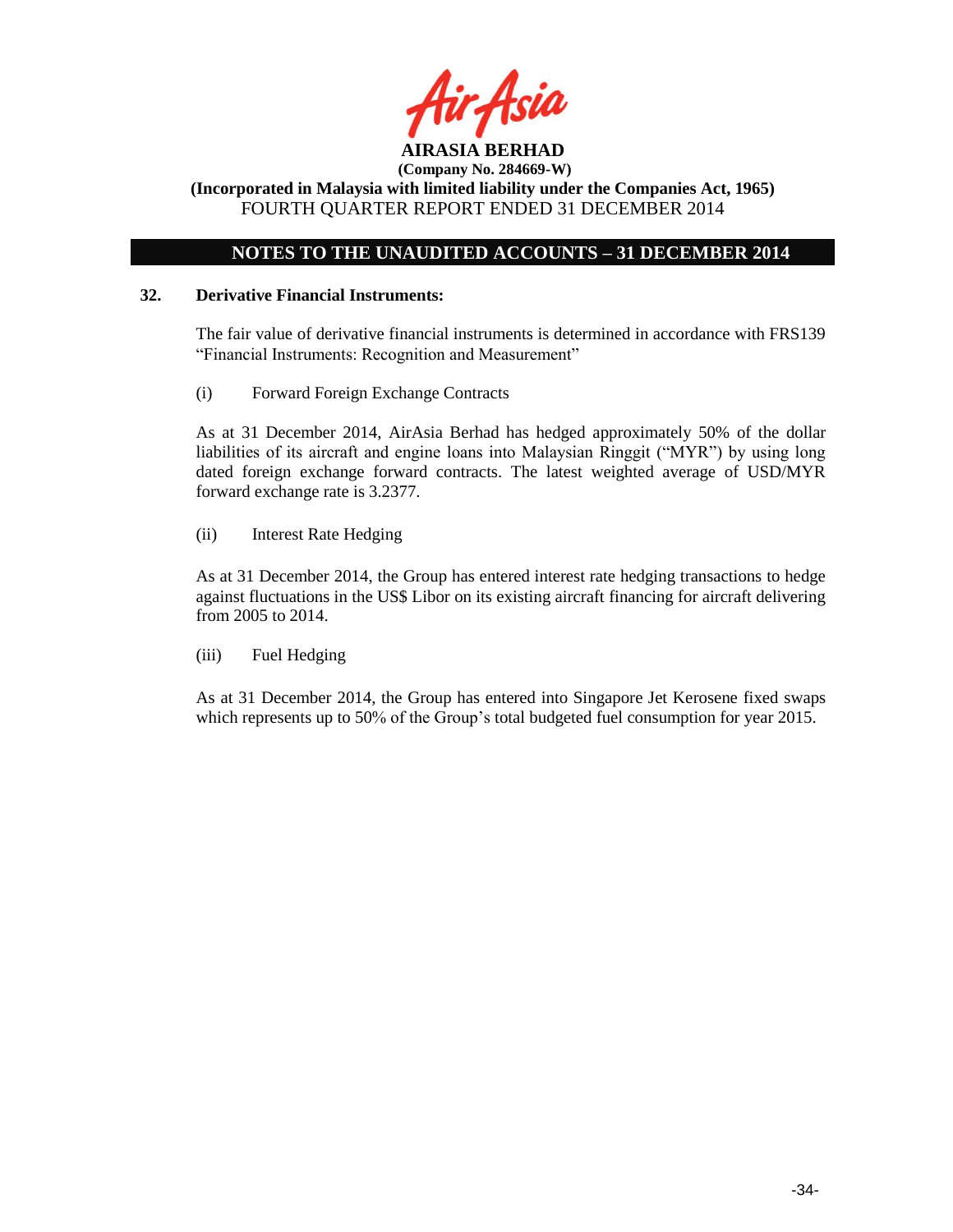## NOTES TO THE UNAUDITED ACCOUNTS – 31 DECEMBER 2014

### 32. Derivative Financial Instruments:

The fair value of derivative financial instruments is determined in accordance with FRS139 "Financial Instruments: Recognition and Measurement"

(i) Forward Foreign Exchange Contracts

As at 31 December 2014, AirAsia Berhad has hedged approximately 50% of the dollar liabilities of its aircraft and engine loans into Malaysian Ringgit ("MYR") by using long dated foreign exchange forward contracts. The latest weighted average of USD/MYR forward exchange rate is 3.2377.

(ii) Interest Rate Hedging

As at 31 December 2014, the Group has entered interest rate hedging transactions to hedge against fluctuations in the US$ Libor on its existing aircraft financing for aircraft delivering from 2005 to 2014.

(iii) Fuel Hedging

As at 31 December 2014, the Group has entered into Singapore Jet Kerosene fixed swaps which represents up to 50% of the Group's total budgeted fuel consumption for year 2015.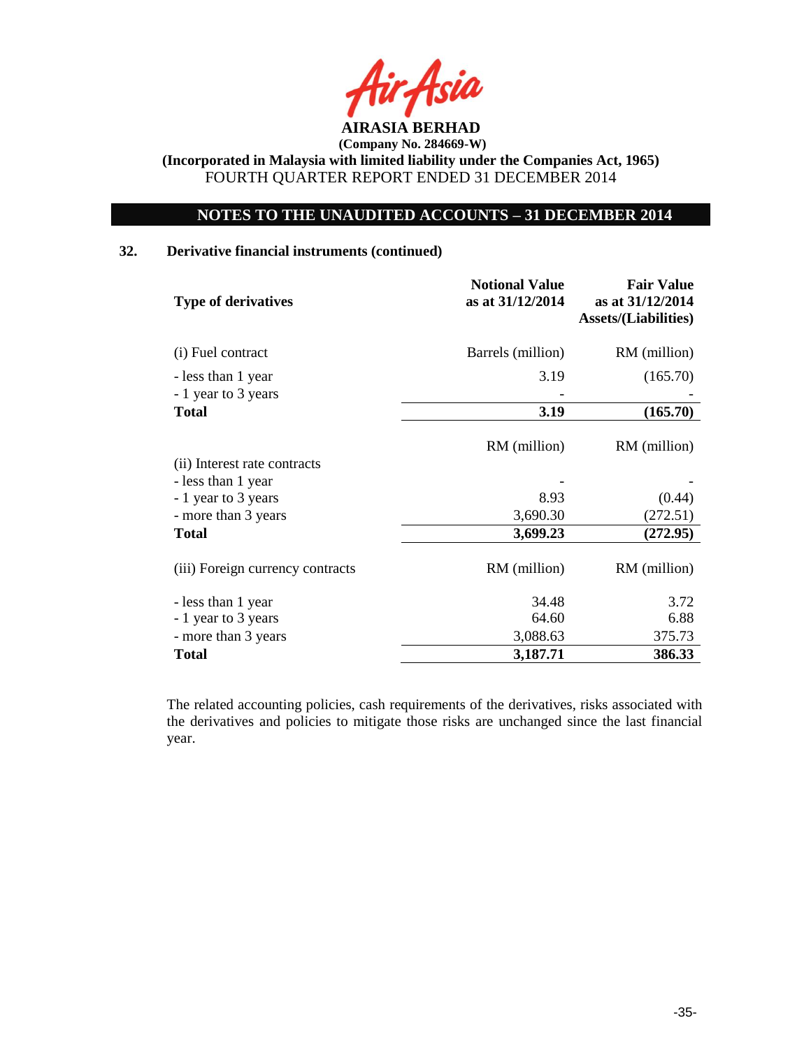**AIRASIA BERHAD**
**(Company No. 284669-W)**
**(Incorporated in Malaysia with limited liability under the Companies Act, 1965)**
FOURTH QUARTER REPORT ENDED 31 DECEMBER 2014

## NOTES TO THE UNAUDITED ACCOUNTS – 31 DECEMBER 2014

### 32. Derivative financial instruments (continued)

| Type of derivatives | Notional Value as at 31/12/2014 | Fair Value as at 31/12/2014 Assets/(Liabilities) |
|---|---|---|
| (i) Fuel contract | Barrels (million) | RM (million) |
| - less than 1 year | 3.19 | (165.70) |
| - 1 year to 3 years | - | - |
| **Total** | **3.19** | **(165.70)** |
| | RM (million) | RM (million) |
| (ii) Interest rate contracts | | |
| - less than 1 year | - | - |
| - 1 year to 3 years | 8.93 | (0.44) |
| - more than 3 years | 3,690.30 | (272.51) |
| **Total** | **3,699.23** | **(272.95)** |
| (iii) Foreign currency contracts | RM (million) | RM (million) |
| - less than 1 year | 34.48 | 3.72 |
| - 1 year to 3 years | 64.60 | 6.88 |
| - more than 3 years | 3,088.63 | 375.73 |
| **Total** | **3,187.71** | **386.33** |

The related accounting policies, cash requirements of the derivatives, risks associated with the derivatives and policies to mitigate those risks are unchanged since the last financial year.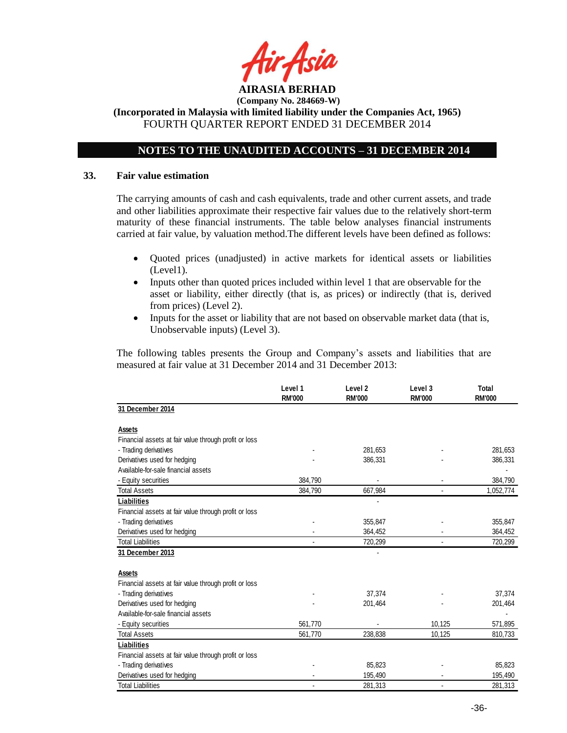**AIRASIA BERHAD**
**(Company No. 284669-W)**
**(Incorporated in Malaysia with limited liability under the Companies Act, 1965)**
FOURTH QUARTER REPORT ENDED 31 DECEMBER 2014

## NOTES TO THE UNAUDITED ACCOUNTS – 31 DECEMBER 2014

### 33. Fair value estimation

The carrying amounts of cash and cash equivalents, trade and other current assets, and trade and other liabilities approximate their respective fair values due to the relatively short-term maturity of these financial instruments. The table below analyses financial instruments carried at fair value, by valuation method.The different levels have been defined as follows:

- Quoted prices (unadjusted) in active markets for identical assets or liabilities (Level1).
- Inputs other than quoted prices included within level 1 that are observable for the asset or liability, either directly (that is, as prices) or indirectly (that is, derived from prices) (Level 2).
- Inputs for the asset or liability that are not based on observable market data (that is, Unobservable inputs) (Level 3).

The following tables presents the Group and Company's assets and liabilities that are measured at fair value at 31 December 2014 and 31 December 2013:

| | Level 1<br>RM'000 | Level 2<br>RM'000 | Level 3<br>RM'000 | Total<br>RM'000 |
|---|---|---|---|---|
| **31 December 2014** | | | | |
| **Assets** | | | | |
| Financial assets at fair value through profit or loss | | | | |
| - Trading derivatives | - | 281,653 | - | 281,653 |
| Derivatives used for hedging | - | 386,331 | - | 386,331 |
| Available-for-sale financial assets | | | | - |
| - Equity securities | 384,790 | - | - | 384,790 |
| Total Assets | 384,790 | 667,984 | - | 1,052,774 |
| **Liabilities** | | - | | |
| Financial assets at fair value through profit or loss | | | | |
| - Trading derivatives | - | 355,847 | - | 355,847 |
| Derivatives used for hedging | - | 364,452 | - | 364,452 |
| Total Liabilities | - | 720,299 | - | 720,299 |
| **31 December 2013** | | - | | |
| **Assets** | | | | |
| Financial assets at fair value through profit or loss | | | | |
| - Trading derivatives | - | 37,374 | - | 37,374 |
| Derivatives used for hedging | - | 201,464 | - | 201,464 |
| Available-for-sale financial assets | | | | - |
| - Equity securities | 561,770 | - | 10,125 | 571,895 |
| Total Assets | 561,770 | 238,838 | 10,125 | 810,733 |
| **Liabilities** | | | | |
| Financial assets at fair value through profit or loss | | | | |
| - Trading derivatives | - | 85,823 | - | 85,823 |
| Derivatives used for hedging | - | 195,490 | - | 195,490 |
| Total Liabilities | - | 281,313 | - | 281,313 |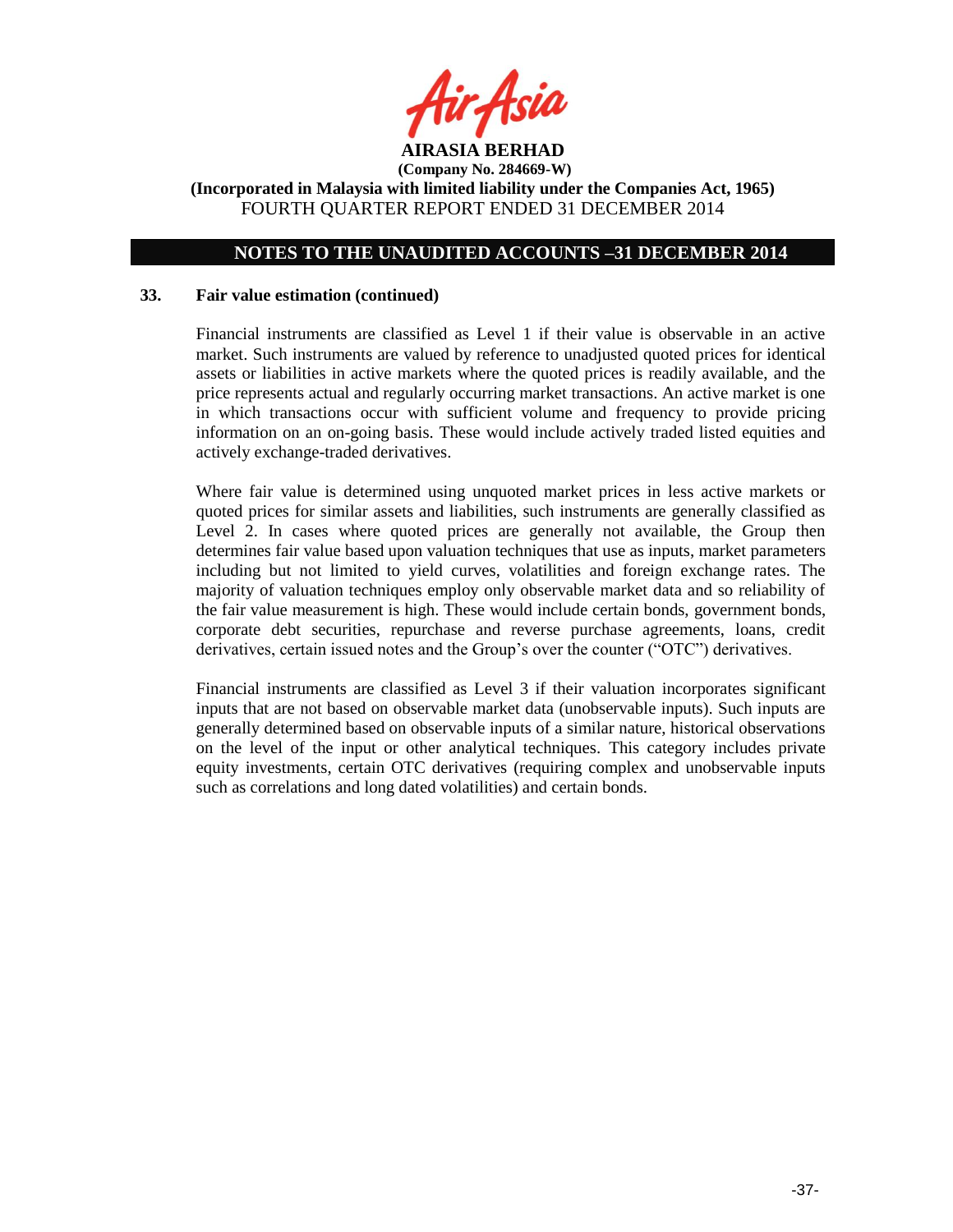## 33. Fair value estimation (continued)

Financial instruments are classified as Level 1 if their value is observable in an active market. Such instruments are valued by reference to unadjusted quoted prices for identical assets or liabilities in active markets where the quoted prices is readily available, and the price represents actual and regularly occurring market transactions. An active market is one in which transactions occur with sufficient volume and frequency to provide pricing information on an on-going basis. These would include actively traded listed equities and actively exchange-traded derivatives.

Where fair value is determined using unquoted market prices in less active markets or quoted prices for similar assets and liabilities, such instruments are generally classified as Level 2. In cases where quoted prices are generally not available, the Group then determines fair value based upon valuation techniques that use as inputs, market parameters including but not limited to yield curves, volatilities and foreign exchange rates. The majority of valuation techniques employ only observable market data and so reliability of the fair value measurement is high. These would include certain bonds, government bonds, corporate debt securities, repurchase and reverse purchase agreements, loans, credit derivatives, certain issued notes and the Group's over the counter ("OTC") derivatives.

Financial instruments are classified as Level 3 if their valuation incorporates significant inputs that are not based on observable market data (unobservable inputs). Such inputs are generally determined based on observable inputs of a similar nature, historical observations on the level of the input or other analytical techniques. This category includes private equity investments, certain OTC derivatives (requiring complex and unobservable inputs such as correlations and long dated volatilities) and certain bonds.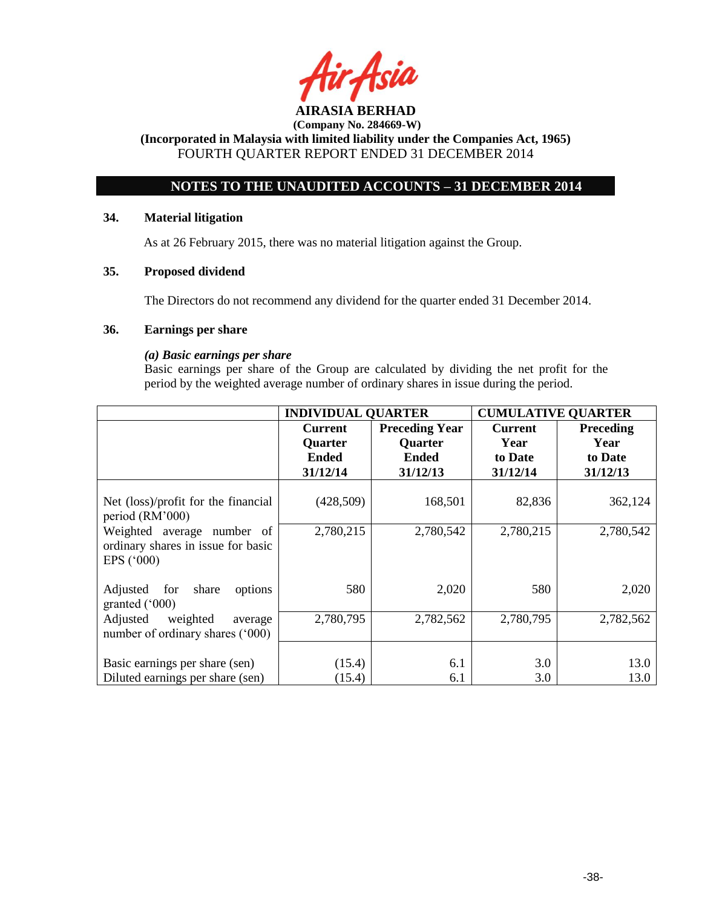**AIRASIA BERHAD**
**(Company No. 284669-W)**
**(Incorporated in Malaysia with limited liability under the Companies Act, 1965)**
FOURTH QUARTER REPORT ENDED 31 DECEMBER 2014

## NOTES TO THE UNAUDITED ACCOUNTS – 31 DECEMBER 2014

### 34. Material litigation

As at 26 February 2015, there was no material litigation against the Group.

### 35. Proposed dividend

The Directors do not recommend any dividend for the quarter ended 31 December 2014.

### 36. Earnings per share

***(a) Basic earnings per share***

Basic earnings per share of the Group are calculated by dividing the net profit for the period by the weighted average number of ordinary shares in issue during the period.

| | **INDIVIDUAL QUARTER** | | **CUMULATIVE QUARTER** | |
|---|---|---|---|---|
| | **Current Quarter Ended 31/12/14** | **Preceding Year Quarter Ended 31/12/13** | **Current Year to Date 31/12/14** | **Preceding Year to Date 31/12/13** |
| Net (loss)/profit for the financial period (RM'000) | (428,509) | 168,501 | 82,836 | 362,124 |
| Weighted average number of ordinary shares in issue for basic EPS ('000) | 2,780,215 | 2,780,542 | 2,780,215 | 2,780,542 |
| Adjusted for share options granted ('000) | 580 | 2,020 | 580 | 2,020 |
| Adjusted weighted average number of ordinary shares ('000) | 2,780,795 | 2,782,562 | 2,780,795 | 2,782,562 |
| Basic earnings per share (sen) | (15.4) | 6.1 | 3.0 | 13.0 |
| Diluted earnings per share (sen) | (15.4) | 6.1 | 3.0 | 13.0 |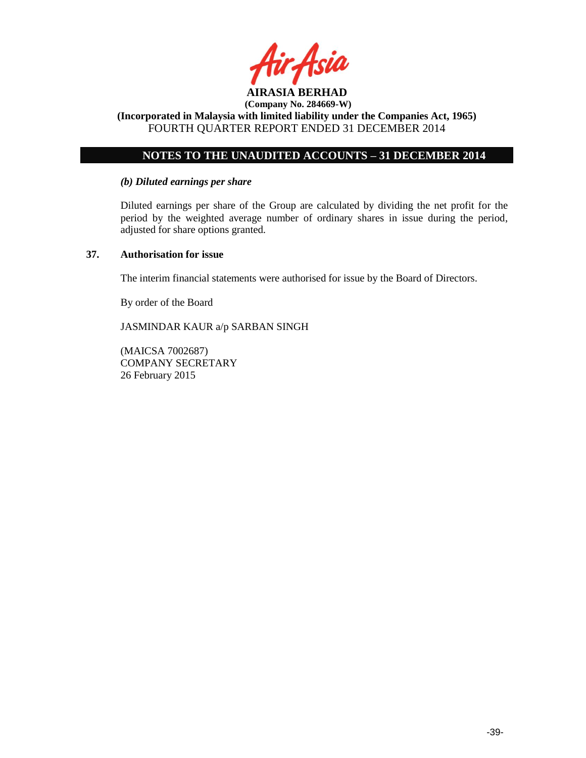*(b) Diluted earnings per share*

Diluted earnings per share of the Group are calculated by dividing the net profit for the period by the weighted average number of ordinary shares in issue during the period, adjusted for share options granted.

**37. Authorisation for issue**

The interim financial statements were authorised for issue by the Board of Directors.

By order of the Board

JASMINDAR KAUR a/p SARBAN SINGH

(MAICSA 7002687)
COMPANY SECRETARY
26 February 2015